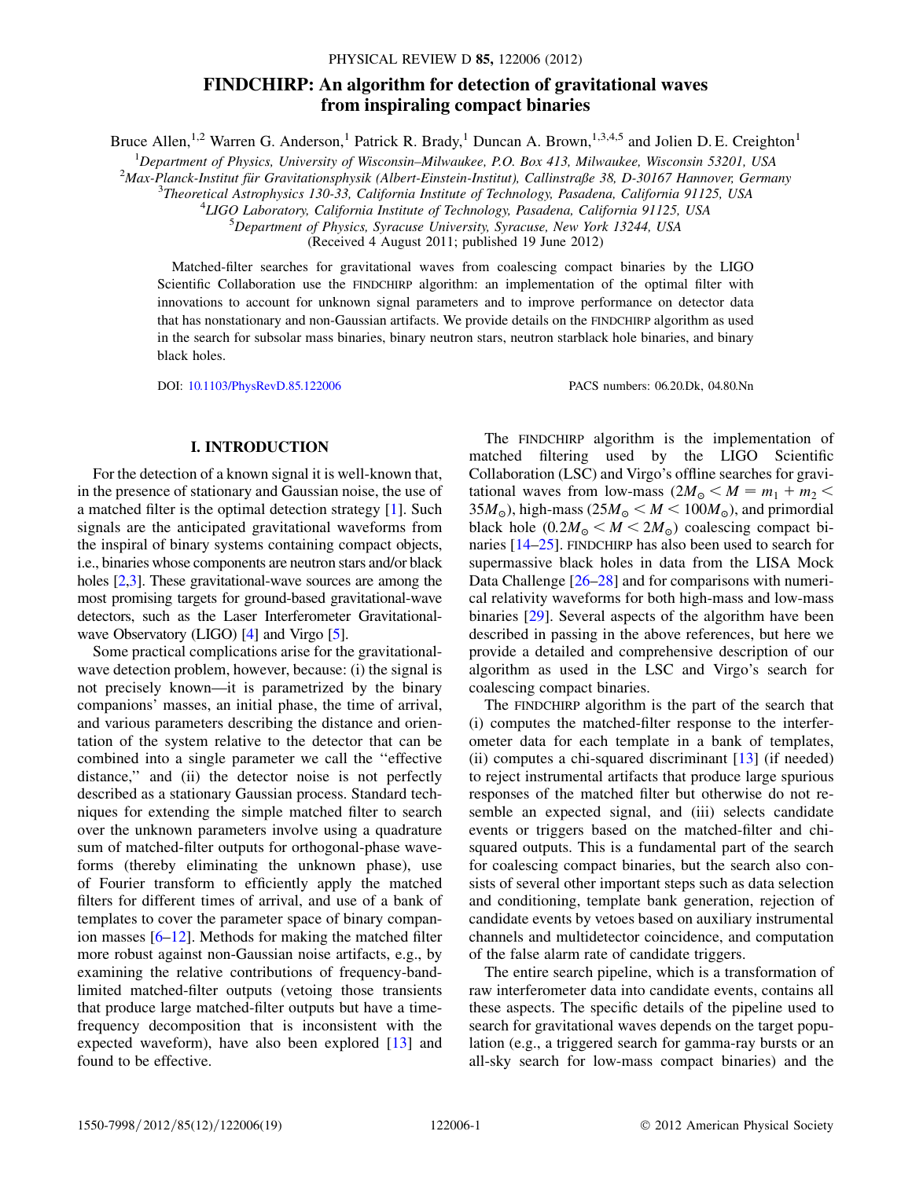# FINDCHIRP: An algorithm for detection of gravitational waves from inspiraling compact binaries

Bruce Allen,[1,2] Warren G. Anderson,[1] Patrick R. Brady,[1] Duncan A. Brown,[1,3,4,5] and Jolien D. E. Creighton[1]

[1]Department of Physics, University of Wisconsin–Milwaukee, P.O. Box 413, Milwaukee, Wisconsin 53201, USA
[2]Max-Planck-Institut für Gravitationsphysik (Albert-Einstein-Institut), Callinstraße 38, D-30167 Hannover, Germany
[3]Theoretical Astrophysics 130-33, California Institute of Technology, Pasadena, California 91125, USA
[4]LIGO Laboratory, California Institute of Technology, Pasadena, California 91125, USA
[5]Department of Physics, Syracuse University, Syracuse, New York 13244, USA

(Received 4 August 2011; published 19 June 2012)

Matched-filter searches for gravitational waves from coalescing compact binaries by the LIGO Scientific Collaboration use the FINDCHIRP algorithm: an implementation of the optimal filter with innovations to account for unknown signal parameters and to improve performance on detector data that has nonstationary and non-Gaussian artifacts. We provide details on the FINDCHIRP algorithm as used in the search for subsolar mass binaries, binary neutron stars, neutron starblack hole binaries, and binary black holes.

DOI: 10.1103/PhysRevD.85.122006 PACS numbers: 06.20.Dk, 04.80.Nn

## I. INTRODUCTION

For the detection of a known signal it is well-known that, in the presence of stationary and Gaussian noise, the use of a matched filter is the optimal detection strategy [1]. Such signals are the anticipated gravitational waveforms from the inspiral of binary systems containing compact objects, i.e., binaries whose components are neutron stars and/or black holes [2,3]. These gravitational-wave sources are among the most promising targets for ground-based gravitational-wave detectors, such as the Laser Interferometer Gravitational-wave Observatory (LIGO) [4] and Virgo [5].

Some practical complications arise for the gravitational-wave detection problem, however, because: (i) the signal is not precisely known—it is parametrized by the binary companions' masses, an initial phase, the time of arrival, and various parameters describing the distance and orientation of the system relative to the detector that can be combined into a single parameter we call the "effective distance," and (ii) the detector noise is not perfectly described as a stationary Gaussian process. Standard techniques for extending the simple matched filter to search over the unknown parameters involve using a quadrature sum of matched-filter outputs for orthogonal-phase waveforms (thereby eliminating the unknown phase), use of Fourier transform to efficiently apply the matched filters for different times of arrival, and use of a bank of templates to cover the parameter space of binary companion masses [6–12]. Methods for making the matched filter more robust against non-Gaussian noise artifacts, e.g., by examining the relative contributions of frequency-band-limited matched-filter outputs (vetoing those transients that produce large matched-filter outputs but have a time-frequency decomposition that is inconsistent with the expected waveform), have also been explored [13] and found to be effective.

The FINDCHIRP algorithm is the implementation of matched filtering used by the LIGO Scientific Collaboration (LSC) and Virgo's offline searches for gravitational waves from low-mass ($2M_\odot < M = m_1 + m_2 < 35M_\odot$), high-mass ($25M_\odot < M < 100M_\odot$), and primordial black hole ($0.2M_\odot < M < 2M_\odot$) coalescing compact binaries [14–25]. FINDCHIRP has also been used to search for supermassive black holes in data from the LISA Mock Data Challenge [26–28] and for comparisons with numerical relativity waveforms for both high-mass and low-mass binaries [29]. Several aspects of the algorithm have been described in passing in the above references, but here we provide a detailed and comprehensive description of our algorithm as used in the LSC and Virgo's search for coalescing compact binaries.

The FINDCHIRP algorithm is the part of the search that (i) computes the matched-filter response to the interferometer data for each template in a bank of templates, (ii) computes a chi-squared discriminant [13] (if needed) to reject instrumental artifacts that produce large spurious responses of the matched filter but otherwise do not resemble an expected signal, and (iii) selects candidate events or triggers based on the matched-filter and chi-squared outputs. This is a fundamental part of the search for coalescing compact binaries, but the search also consists of several other important steps such as data selection and conditioning, template bank generation, rejection of candidate events by vetoes based on auxiliary instrumental channels and multidetector coincidence, and computation of the false alarm rate of candidate triggers.

The entire search pipeline, which is a transformation of raw interferometer data into candidate events, contains all these aspects. The specific details of the pipeline used to search for gravitational waves depends on the target population (e.g., a triggered search for gamma-ray bursts or an all-sky search for low-mass compact binaries) and the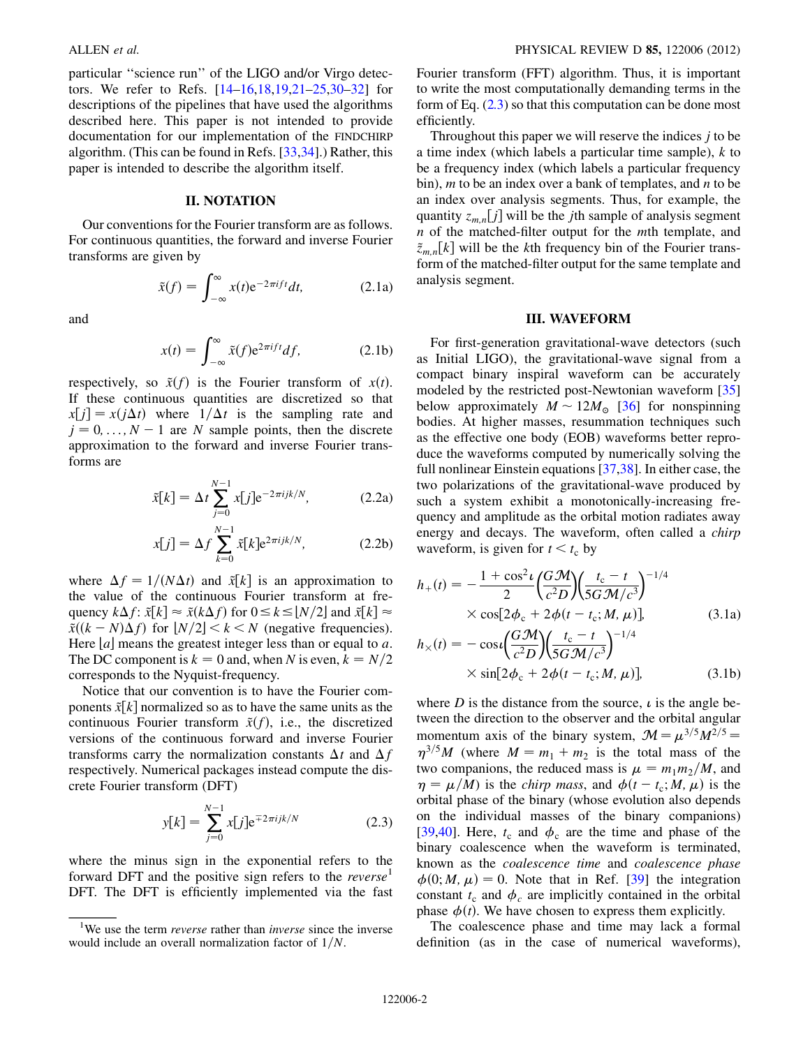particular "science run" of the LIGO and/or Virgo detectors. We refer to Refs. [14–16,18,19,21–25,30–32] for descriptions of the pipelines that have used the algorithms described here. This paper is not intended to provide documentation for our implementation of the FINDCHIRP algorithm. (This can be found in Refs. [33,34].) Rather, this paper is intended to describe the algorithm itself.

## II. NOTATION

Our conventions for the Fourier transform are as follows. For continuous quantities, the forward and inverse Fourier transforms are given by

$$\tilde{x}(f) = \int_{-\infty}^{\infty} x(t) e^{-2\pi i f t} dt, \tag{2.1a}$$

and

$$x(t) = \int_{-\infty}^{\infty} \tilde{x}(f) e^{2\pi i f t} df, \tag{2.1b}$$

respectively, so $\tilde{x}(f)$ is the Fourier transform of $x(t)$. If these continuous quantities are discretized so that $x[j] = x(j\Delta t)$ where $1/\Delta t$ is the sampling rate and $j = 0, \ldots, N-1$ are $N$ sample points, then the discrete approximation to the forward and inverse Fourier transforms are

$$\tilde{x}[k] = \Delta t \sum_{j=0}^{N-1} x[j] e^{-2\pi i jk/N}, \tag{2.2a}$$

$$x[j] = \Delta f \sum_{k=0}^{N-1} \tilde{x}[k] e^{2\pi i jk/N}, \tag{2.2b}$$

where $\Delta f = 1/(N\Delta t)$ and $\tilde{x}[k]$ is an approximation to the value of the continuous Fourier transform at frequency $k\Delta f$: $\tilde{x}[k] \approx \tilde{x}(k\Delta f)$ for $0 \leq k \leq \lfloor N/2 \rfloor$ and $\tilde{x}[k] \approx \tilde{x}((k-N)\Delta f)$ for $\lfloor N/2 \rfloor < k < N$ (negative frequencies). Here $\lfloor a \rfloor$ means the greatest integer less than or equal to $a$. The DC component is $k = 0$ and, when $N$ is even, $k = N/2$ corresponds to the Nyquist-frequency.

Notice that our convention is to have the Fourier components $\tilde{x}[k]$ normalized so as to have the same units as the continuous Fourier transform $\tilde{x}(f)$, i.e., the discretized versions of the continuous forward and inverse Fourier transforms carry the normalization constants $\Delta t$ and $\Delta f$ respectively. Numerical packages instead compute the discrete Fourier transform (DFT)

$$y[k] = \sum_{j=0}^{N-1} x[j] e^{\mp 2\pi i jk/N} \tag{2.3}$$

where the minus sign in the exponential refers to the forward DFT and the positive sign refers to the *reverse*[1] DFT. The DFT is efficiently implemented via the fast Fourier transform (FFT) algorithm. Thus, it is important to write the most computationally demanding terms in the form of Eq. (2.3) so that this computation can be done most efficiently.

[1] We use the term *reverse* rather than *inverse* since the inverse would include an overall normalization factor of $1/N$.

Throughout this paper we will reserve the indices $j$ to be a time index (which labels a particular time sample), $k$ to be a frequency index (which labels a particular frequency bin), $m$ to be an index over a bank of templates, and $n$ to be an index over analysis segments. Thus, for example, the quantity $z_{m,n}[j]$ will be the $j$th sample of analysis segment $n$ of the matched-filter output for the $m$th template, and $\tilde{z}_{m,n}[k]$ will be the $k$th frequency bin of the Fourier transform of the matched-filter output for the same template and analysis segment.

## III. WAVEFORM

For first-generation gravitational-wave detectors (such as Initial LIGO), the gravitational-wave signal from a compact binary inspiral waveform can be accurately modeled by the restricted post-Newtonian waveform [35] below approximately $M \sim 12 M_\odot$ [36] for nonspinning bodies. At higher masses, resummation techniques such as the effective one body (EOB) waveforms better reproduce the waveforms computed by numerically solving the full nonlinear Einstein equations [37,38]. In either case, the two polarizations of the gravitational-wave produced by such a system exhibit a monotonically-increasing frequency and amplitude as the orbital motion radiates away energy and decays. The waveform, often called a *chirp* waveform, is given for $t < t_c$ by

$$h_+(t) = -\frac{1+\cos^2\iota}{2}\left(\frac{G\mathcal{M}}{c^2 D}\right)\left(\frac{t_c - t}{5G\mathcal{M}/c^3}\right)^{-1/4} \times \cos[2\phi_c + 2\phi(t - t_c; M, \mu)], \tag{3.1a}$$

$$h_\times(t) = -\cos\iota\left(\frac{G\mathcal{M}}{c^2 D}\right)\left(\frac{t_c - t}{5G\mathcal{M}/c^3}\right)^{-1/4} \times \sin[2\phi_c + 2\phi(t - t_c; M, \mu)], \tag{3.1b}$$

where $D$ is the distance from the source, $\iota$ is the angle between the direction to the observer and the orbital angular momentum axis of the binary system, $\mathcal{M} = \mu^{3/5} M^{2/5} = \eta^{3/5} M$ (where $M = m_1 + m_2$ is the total mass of the two companions, the reduced mass is $\mu = m_1 m_2 / M$, and $\eta = \mu/M$) is the *chirp mass*, and $\phi(t - t_c; M, \mu)$ is the orbital phase of the binary (whose evolution also depends on the individual masses of the binary companions) [39,40]. Here, $t_c$ and $\phi_c$ are the time and phase of the binary coalescence when the waveform is terminated, known as the *coalescence time* and *coalescence phase* $\phi(0; M, \mu) = 0$. Note that in Ref. [39] the integration constant $t_c$ and $\phi_c$ are implicitly contained in the orbital phase $\phi(t)$. We have chosen to express them explicitly.

The coalescence phase and time may lack a formal definition (as in the case of numerical waveforms),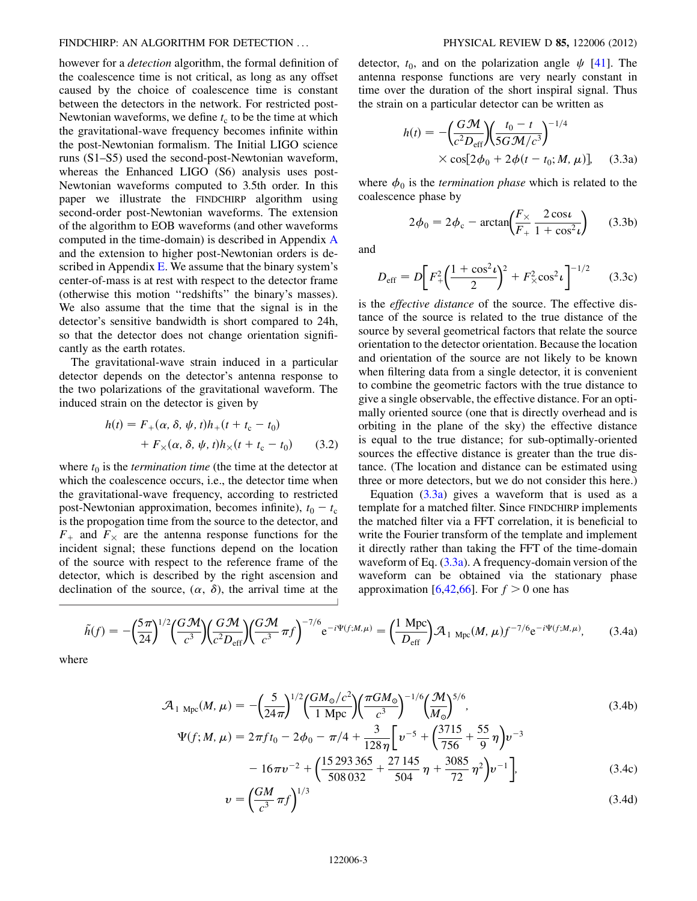however for a *detection* algorithm, the formal definition of the coalescence time is not critical, as long as any offset caused by the choice of coalescence time is constant between the detectors in the network. For restricted post-Newtonian waveforms, we define $t_c$ to be the time at which the gravitational-wave frequency becomes infinite within the post-Newtonian formalism. The Initial LIGO science runs (S1–S5) used the second-post-Newtonian waveform, whereas the Enhanced LIGO (S6) analysis uses post-Newtonian waveforms computed to 3.5th order. In this paper we illustrate the FINDCHIRP algorithm using second-order post-Newtonian waveforms. The extension of the algorithm to EOB waveforms (and other waveforms computed in the time-domain) is described in Appendix A and the extension to higher post-Newtonian orders is described in Appendix E. We assume that the binary system's center-of-mass is at rest with respect to the detector frame (otherwise this motion "redshifts" the binary's masses). We also assume that the time that the signal is in the detector's sensitive bandwidth is short compared to 24h, so that the detector does not change orientation significantly as the earth rotates.

The gravitational-wave strain induced in a particular detector depends on the detector's antenna response to the two polarizations of the gravitational waveform. The induced strain on the detector is given by

$$h(t) = F_+(\alpha, \delta, \psi, t) h_+(t + t_c - t_0) + F_\times(\alpha, \delta, \psi, t) h_\times(t + t_c - t_0) \qquad (3.2)$$

where $t_0$ is the *termination time* (the time at the detector at which the coalescence occurs, i.e., the detector time when the gravitational-wave frequency, according to restricted post-Newtonian approximation, becomes infinite), $t_0 - t_c$ is the propogation time from the source to the detector, and $F_+$ and $F_\times$ are the antenna response functions for the incident signal; these functions depend on the location of the source with respect to the reference frame of the detector, which is described by the right ascension and declination of the source, $(\alpha, \delta)$, the arrival time at the detector, $t_0$, and on the polarization angle $\psi$ [41]. The antenna response functions are very nearly constant in time over the duration of the short inspiral signal. Thus the strain on a particular detector can be written as

$$h(t) = -\left(\frac{G\mathcal{M}}{c^2 D_{\text{eff}}}\right)\left(\frac{t_0 - t}{5G\mathcal{M}/c^3}\right)^{-1/4} \times \cos[2\phi_0 + 2\phi(t - t_0; M, \mu)], \qquad (3.3a)$$

where $\phi_0$ is the *termination phase* which is related to the coalescence phase by

$$2\phi_0 = 2\phi_c - \arctan\left(\frac{F_\times}{F_+}\frac{2\cos\iota}{1 + \cos^2\iota}\right) \qquad (3.3b)$$

and

$$D_{\text{eff}} = D\left[F_+^2\left(\frac{1 + \cos^2\iota}{2}\right)^2 + F_\times^2 \cos^2\iota\right]^{-1/2} \qquad (3.3c)$$

is the *effective distance* of the source. The effective distance of the source is related to the true distance of the source by several geometrical factors that relate the source orientation to the detector orientation. Because the location and orientation of the source are not likely to be known when filtering data from a single detector, it is convenient to combine the geometric factors with the true distance to give a single observable, the effective distance. For an optimally oriented source (one that is directly overhead and is orbiting in the plane of the sky) the effective distance is equal to the true distance; for sub-optimally-oriented sources the effective distance is greater than the true distance. (The location and distance can be estimated using three or more detectors, but we do not consider this here.)

Equation (3.3a) gives a waveform that is used as a template for a matched filter. Since FINDCHIRP implements the matched filter via a FFT correlation, it is beneficial to write the Fourier transform of the template and implement it directly rather than taking the FFT of the time-domain waveform of Eq. (3.3a). A frequency-domain version of the waveform can be obtained via the stationary phase approximation [6,42,66]. For $f > 0$ one has

$$\tilde{h}(f) = -\left(\frac{5\pi}{24}\right)^{1/2}\left(\frac{G\mathcal{M}}{c^3}\right)\left(\frac{G\mathcal{M}}{c^2 D_{\text{eff}}}\right)\left(\frac{G\mathcal{M}}{c^3}\pi f\right)^{-7/6} e^{-i\Psi(f;M,\mu)} = \left(\frac{1\ \text{Mpc}}{D_{\text{eff}}}\right)\mathcal{A}_{1\ \text{Mpc}}(M, \mu) f^{-7/6} e^{-i\Psi(f;M,\mu)}, \qquad (3.4a)$$

where

$$\mathcal{A}_{1\ \text{Mpc}}(M, \mu) = -\left(\frac{5}{24\pi}\right)^{1/2}\left(\frac{GM_\odot/c^2}{1\ \text{Mpc}}\right)\left(\frac{\pi G M_\odot}{c^3}\right)^{-1/6}\left(\frac{\mathcal{M}}{M_\odot}\right)^{5/6}, \qquad (3.4b)$$

$$\Psi(f; M, \mu) = 2\pi f t_0 - 2\phi_0 - \pi/4 + \frac{3}{128\eta}\left[v^{-5} + \left(\frac{3715}{756} + \frac{55}{9}\eta\right)v^{-3} - 16\pi v^{-2} + \left(\frac{15\,293\,365}{508\,032} + \frac{27\,145}{504}\eta + \frac{3085}{72}\eta^2\right)v^{-1}\right], \qquad (3.4c)$$

$$v = \left(\frac{GM}{c^3}\pi f\right)^{1/3} \qquad (3.4d)$$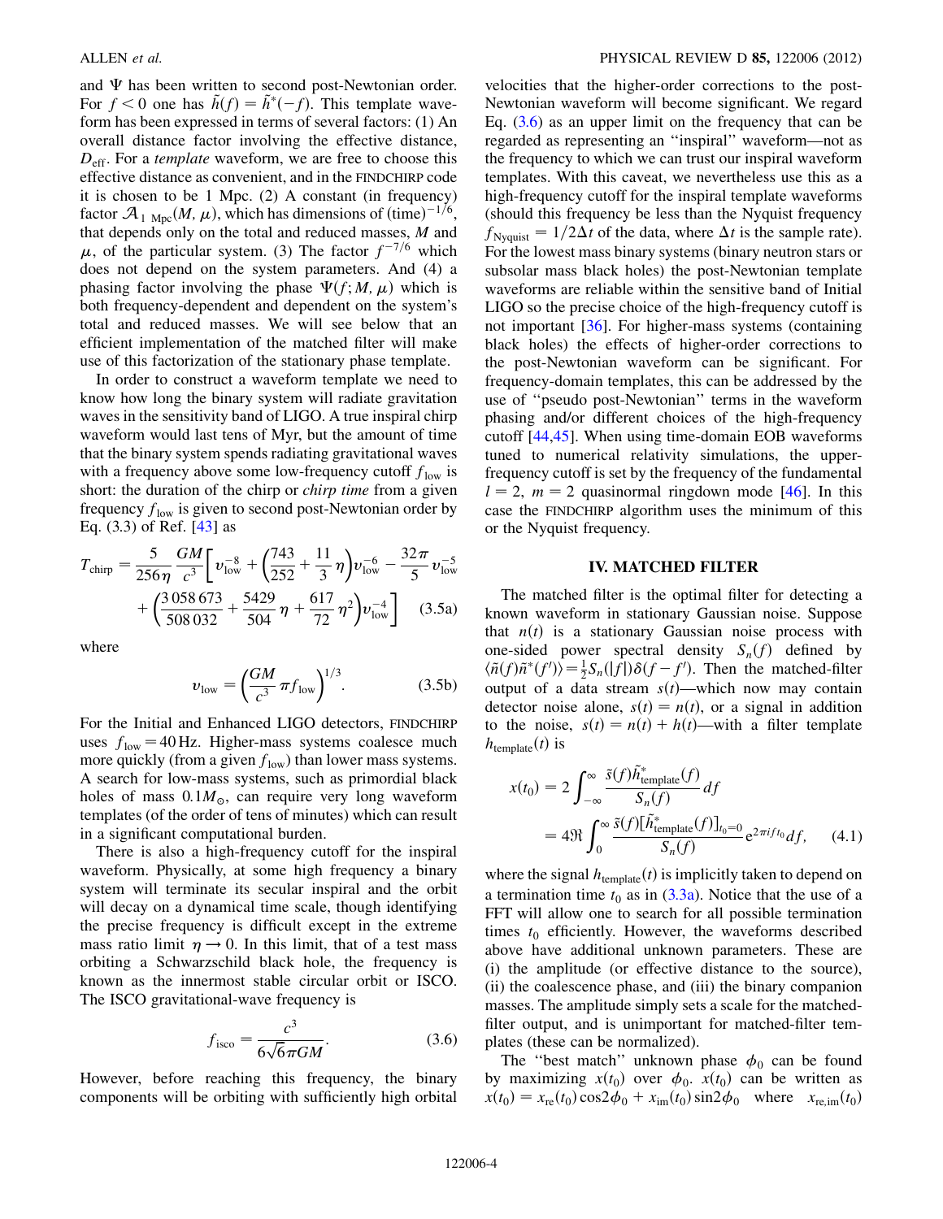and $\Psi$ has been written to second post-Newtonian order. For $f < 0$ one has $\tilde{h}(f) = \tilde{h}^*(-f)$. This template waveform has been expressed in terms of several factors: (1) An overall distance factor involving the effective distance, $D_{\rm eff}$. For a *template* waveform, we are free to choose this effective distance as convenient, and in the FINDCHIRP code it is chosen to be 1 Mpc. (2) A constant (in frequency) factor $\mathcal{A}_{1\,\rm Mpc}(M, \mu)$, which has dimensions of $(\text{time})^{-1/6}$, that depends only on the total and reduced masses, $M$ and $\mu$, of the particular system. (3) The factor $f^{-7/6}$ which does not depend on the system parameters. And (4) a phasing factor involving the phase $\Psi(f; M, \mu)$ which is both frequency-dependent and dependent on the system's total and reduced masses. We will see below that an efficient implementation of the matched filter will make use of this factorization of the stationary phase template.

In order to construct a waveform template we need to know how long the binary system will radiate gravitation waves in the sensitivity band of LIGO. A true inspiral chirp waveform would last tens of Myr, but the amount of time that the binary system spends radiating gravitational waves with a frequency above some low-frequency cutoff $f_{\rm low}$ is short: the duration of the chirp or *chirp time* from a given frequency $f_{\rm low}$ is given to second post-Newtonian order by Eq. (3.3) of Ref. [43] as

$$T_{\rm chirp} = \frac{5}{256\eta}\frac{GM}{c^3}\bigg[v_{\rm low}^{-8} + \left(\frac{743}{252} + \frac{11}{3}\eta\right)v_{\rm low}^{-6} - \frac{32\pi}{5}v_{\rm low}^{-5} + \left(\frac{3\,058\,673}{508\,032} + \frac{5429}{504}\eta + \frac{617}{72}\eta^2\right)v_{\rm low}^{-4}\bigg] \quad (3.5a)$$

where

$$v_{\rm low} = \left(\frac{GM}{c^3}\pi f_{\rm low}\right)^{1/3}. \quad (3.5b)$$

For the Initial and Enhanced LIGO detectors, FINDCHIRP uses $f_{\rm low} = 40$ Hz. Higher-mass systems coalesce much more quickly (from a given $f_{\rm low}$) than lower mass systems. A search for low-mass systems, such as primordial black holes of mass $0.1M_\odot$, can require very long waveform templates (of the order of tens of minutes) which can result in a significant computational burden.

There is also a high-frequency cutoff for the inspiral waveform. Physically, at some high frequency a binary system will terminate its secular inspiral and the orbit will decay on a dynamical time scale, though identifying the precise frequency is difficult except in the extreme mass ratio limit $\eta \to 0$. In this limit, that of a test mass orbiting a Schwarzschild black hole, the frequency is known as the innermost stable circular orbit or ISCO. The ISCO gravitational-wave frequency is

$$f_{\rm isco} = \frac{c^3}{6\sqrt{6}\pi GM}. \quad (3.6)$$

However, before reaching this frequency, the binary components will be orbiting with sufficiently high orbital velocities that the higher-order corrections to the post-Newtonian waveform will become significant. We regard Eq. (3.6) as an upper limit on the frequency that can be regarded as representing an "inspiral" waveform—not as the frequency to which we can trust our inspiral waveform templates. With this caveat, we nevertheless use this as a high-frequency cutoff for the inspiral template waveforms (should this frequency be less than the Nyquist frequency $f_{\rm Nyquist} = 1/2\Delta t$ of the data, where $\Delta t$ is the sample rate). For the lowest mass binary systems (binary neutron stars or subsolar mass black holes) the post-Newtonian template waveforms are reliable within the sensitive band of Initial LIGO so the precise choice of the high-frequency cutoff is not important [36]. For higher-mass systems (containing black holes) the effects of higher-order corrections to the post-Newtonian waveform can be significant. For frequency-domain templates, this can be addressed by the use of "pseudo post-Newtonian" terms in the waveform phasing and/or different choices of the high-frequency cutoff [44,45]. When using time-domain EOB waveforms tuned to numerical relativity simulations, the upper-frequency cutoff is set by the frequency of the fundamental $l = 2$, $m = 2$ quasinormal ringdown mode [46]. In this case the FINDCHIRP algorithm uses the minimum of this or the Nyquist frequency.

## IV. MATCHED FILTER

The matched filter is the optimal filter for detecting a known waveform in stationary Gaussian noise. Suppose that $n(t)$ is a stationary Gaussian noise process with one-sided power spectral density $S_n(f)$ defined by $\langle\tilde{n}(f)\tilde{n}^*(f')\rangle = \frac{1}{2}S_n(|f|)\delta(f - f')$. Then the matched-filter output of a data stream $s(t)$—which now may contain detector noise alone, $s(t) = n(t)$, or a signal in addition to the noise, $s(t) = n(t) + h(t)$—with a filter template $h_{\rm template}(t)$ is

$$x(t_0) = 2\int_{-\infty}^{\infty}\frac{\tilde{s}(f)\tilde{h}_{\rm template}^*(f)}{S_n(f)}df = 4\Re\int_0^{\infty}\frac{\tilde{s}(f)[\tilde{h}_{\rm template}^*(f)]_{t_0=0}}{S_n(f)}e^{2\pi i f t_0}df, \quad (4.1)$$

where the signal $h_{\rm template}(t)$ is implicitly taken to depend on a termination time $t_0$ as in (3.3a). Notice that the use of a FFT will allow one to search for all possible termination times $t_0$ efficiently. However, the waveforms described above have additional unknown parameters. These are (i) the amplitude (or effective distance to the source), (ii) the coalescence phase, and (iii) the binary companion masses. The amplitude simply sets a scale for the matched-filter output, and is unimportant for matched-filter templates (these can be normalized).

The "best match" unknown phase $\phi_0$ can be found by maximizing $x(t_0)$ over $\phi_0$. $x(t_0)$ can be written as $x(t_0) = x_{\rm re}(t_0)\cos 2\phi_0 + x_{\rm im}(t_0)\sin 2\phi_0$ where $x_{\rm re,im}(t_0)$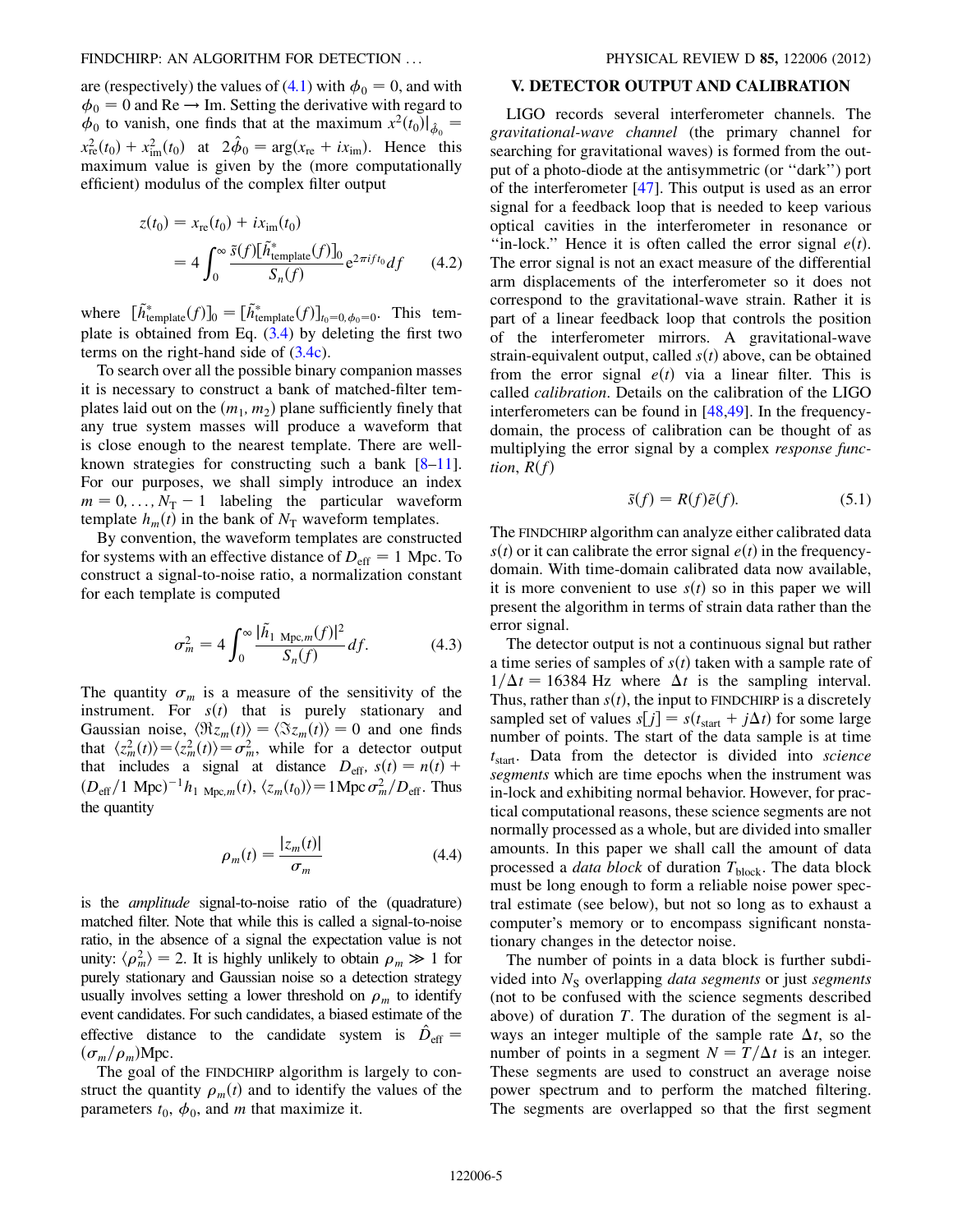are (respectively) the values of (4.1) with $\phi_0 = 0$, and with $\phi_0 = 0$ and Re $\rightarrow$ Im. Setting the derivative with regard to $\phi_0$ to vanish, one finds that at the maximum $x^2(t_0)|_{\hat{\phi}_0} = x^2_{\rm re}(t_0) + x^2_{\rm im}(t_0)$ at $2\hat{\phi}_0 = \arg(x_{\rm re} + ix_{\rm im})$. Hence this maximum value is given by the (more computationally efficient) modulus of the complex filter output

$$z(t_0) = x_{\rm re}(t_0) + ix_{\rm im}(t_0) = 4\int_0^\infty \frac{\tilde{s}(f)[\tilde{h}^*_{\rm template}(f)]_0}{S_n(f)} e^{2\pi i f t_0} df \qquad (4.2)$$

where $[\tilde{h}^*_{\rm template}(f)]_0 = [\tilde{h}^*_{\rm template}(f)]_{t_0=0,\phi_0=0}$. This template is obtained from Eq. (3.4) by deleting the first two terms on the right-hand side of (3.4c).

To search over all the possible binary companion masses it is necessary to construct a bank of matched-filter templates laid out on the $(m_1, m_2)$ plane sufficiently finely that any true system masses will produce a waveform that is close enough to the nearest template. There are well-known strategies for constructing such a bank [8–11]. For our purposes, we shall simply introduce an index $m = 0, \ldots, N_{\rm T} - 1$ labeling the particular waveform template $h_m(t)$ in the bank of $N_{\rm T}$ waveform templates.

By convention, the waveform templates are constructed for systems with an effective distance of $D_{\rm eff} = 1$ Mpc. To construct a signal-to-noise ratio, a normalization constant for each template is computed

$$\sigma_m^2 = 4\int_0^\infty \frac{|\tilde{h}_{1\ {\rm Mpc},m}(f)|^2}{S_n(f)} df. \qquad (4.3)$$

The quantity $\sigma_m$ is a measure of the sensitivity of the instrument. For $s(t)$ that is purely stationary and Gaussian noise, $\langle \Re z_m(t)\rangle = \langle \Im z_m(t)\rangle = 0$ and one finds that $\langle z_m^2(t)\rangle = \langle z_m^2(t)\rangle = \sigma_m^2$, while for a detector output that includes a signal at distance $D_{\rm eff}$, $s(t) = n(t) + (D_{\rm eff}/1\ {\rm Mpc})^{-1} h_{1\ {\rm Mpc},m}(t)$, $\langle z_m(t_0)\rangle = 1{\rm Mpc}\,\sigma_m^2/D_{\rm eff}$. Thus the quantity

$$\rho_m(t) = \frac{|z_m(t)|}{\sigma_m} \qquad (4.4)$$

is the *amplitude* signal-to-noise ratio of the (quadrature) matched filter. Note that while this is called a signal-to-noise ratio, in the absence of a signal the expectation value is not unity: $\langle \rho_m^2\rangle = 2$. It is highly unlikely to obtain $\rho_m \gg 1$ for purely stationary and Gaussian noise so a detection strategy usually involves setting a lower threshold on $\rho_m$ to identify event candidates. For such candidates, a biased estimate of the effective distance to the candidate system is $\hat{D}_{\rm eff} = (\sigma_m/\rho_m)$Mpc.

The goal of the FINDCHIRP algorithm is largely to construct the quantity $\rho_m(t)$ and to identify the values of the parameters $t_0$, $\phi_0$, and $m$ that maximize it.

## V. DETECTOR OUTPUT AND CALIBRATION

LIGO records several interferometer channels. The *gravitational-wave channel* (the primary channel for searching for gravitational waves) is formed from the output of a photo-diode at the antisymmetric (or "dark") port of the interferometer [47]. This output is used as an error signal for a feedback loop that is needed to keep various optical cavities in the interferometer in resonance or "in-lock." Hence it is often called the error signal $e(t)$. The error signal is not an exact measure of the differential arm displacements of the interferometer so it does not correspond to the gravitational-wave strain. Rather it is part of a linear feedback loop that controls the position of the interferometer mirrors. A gravitational-wave strain-equivalent output, called $s(t)$ above, can be obtained from the error signal $e(t)$ via a linear filter. This is called *calibration*. Details on the calibration of the LIGO interferometers can be found in [48,49]. In the frequency-domain, the process of calibration can be thought of as multiplying the error signal by a complex *response function*, $R(f)$

$$\tilde{s}(f) = R(f)\tilde{e}(f). \qquad (5.1)$$

The FINDCHIRP algorithm can analyze either calibrated data $s(t)$ or it can calibrate the error signal $e(t)$ in the frequency-domain. With time-domain calibrated data now available, it is more convenient to use $s(t)$ so in this paper we will present the algorithm in terms of strain data rather than the error signal.

The detector output is not a continuous signal but rather a time series of samples of $s(t)$ taken with a sample rate of $1/\Delta t = 16384$ Hz where $\Delta t$ is the sampling interval. Thus, rather than $s(t)$, the input to FINDCHIRP is a discretely sampled set of values $s[j] = s(t_{\rm start} + j\Delta t)$ for some large number of points. The start of the data sample is at time $t_{\rm start}$. Data from the detector is divided into *science segments* which are time epochs when the instrument was in-lock and exhibiting normal behavior. However, for practical computational reasons, these science segments are not normally processed as a whole, but are divided into smaller amounts. In this paper we shall call the amount of data processed a *data block* of duration $T_{\rm block}$. The data block must be long enough to form a reliable noise power spectral estimate (see below), but not so long as to exhaust a computer's memory or to encompass significant nonstationary changes in the detector noise.

The number of points in a data block is further subdivided into $N_{\rm S}$ overlapping *data segments* or just *segments* (not to be confused with the science segments described above) of duration $T$. The duration of the segment is always an integer multiple of the sample rate $\Delta t$, so the number of points in a segment $N = T/\Delta t$ is an integer. These segments are used to construct an average noise power spectrum and to perform the matched filtering. The segments are overlapped so that the first segment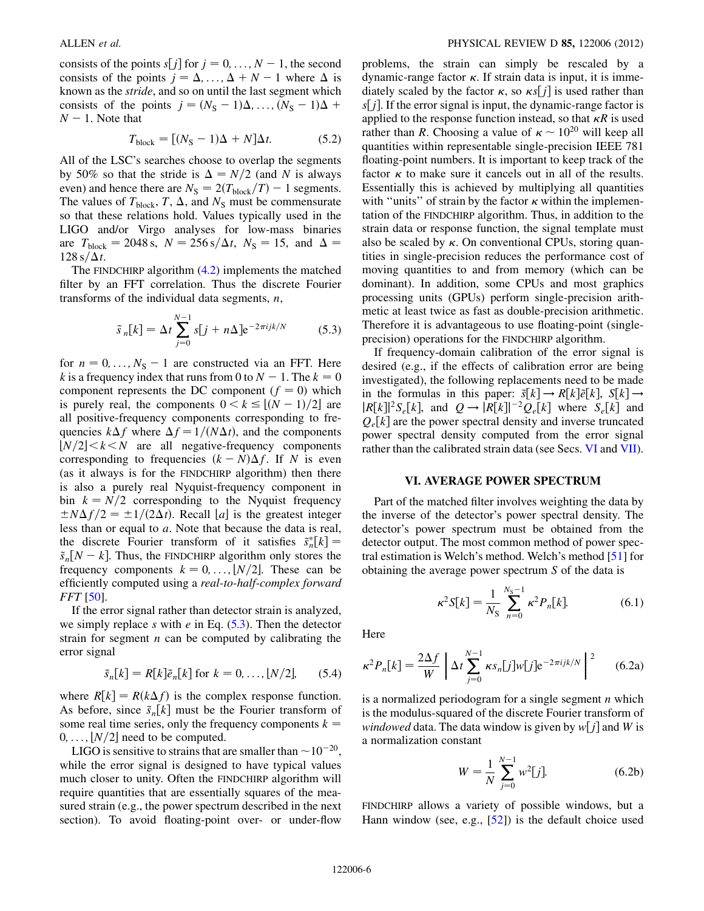consists of the points $s[j]$ for $j = 0, \ldots, N-1$, the second consists of the points $j = \Delta, \ldots, \Delta + N - 1$ where $\Delta$ is known as the *stride*, and so on until the last segment which consists of the points $j = (N_S - 1)\Delta, \ldots, (N_S - 1)\Delta + N - 1$. Note that

$$T_{\rm block} = [(N_S - 1)\Delta + N]\Delta t. \tag{5.2}$$

All of the LSC's searches choose to overlap the segments by 50% so that the stride is $\Delta = N/2$ (and $N$ is always even) and hence there are $N_S = 2(T_{\rm block}/T) - 1$ segments. The values of $T_{\rm block}$, $T$, $\Delta$, and $N_S$ must be commensurate so that these relations hold. Values typically used in the LIGO and/or Virgo analyses for low-mass binaries are $T_{\rm block} = 2048$ s, $N = 256\,{\rm s}/\Delta t$, $N_S = 15$, and $\Delta = 128\,{\rm s}/\Delta t$.

The FINDCHIRP algorithm (4.2) implements the matched filter by an FFT correlation. Thus the discrete Fourier transforms of the individual data segments, $n$,

$$\tilde{s}_n[k] = \Delta t \sum_{j=0}^{N-1} s[j + n\Delta] e^{-2\pi ijk/N} \tag{5.3}$$

for $n = 0, \ldots, N_S - 1$ are constructed via an FFT. Here $k$ is a frequency index that runs from 0 to $N - 1$. The $k = 0$ component represents the DC component ($f = 0$) which is purely real, the components $0 < k \leq \lfloor (N-1)/2 \rfloor$ are all positive-frequency components corresponding to frequencies $k\Delta f$ where $\Delta f = 1/(N\Delta t)$, and the components $\lfloor N/2 \rfloor < k < N$ are all negative-frequency components corresponding to frequencies $(k - N)\Delta f$. If $N$ is even (as it always is for the FINDCHIRP algorithm) then there is also a purely real Nyquist-frequency component in bin $k = N/2$ corresponding to the Nyquist frequency $\pm N\Delta f/2 = \pm 1/(2\Delta t)$. Recall $\lfloor a \rfloor$ is the greatest integer less than or equal to $a$. Note that because the data is real, the discrete Fourier transform of it satisfies $\tilde{s}_n^*[k] = \tilde{s}_n[N - k]$. Thus, the FINDCHIRP algorithm only stores the frequency components $k = 0, \ldots, \lfloor N/2 \rfloor$. These can be efficiently computed using a *real-to-half-complex forward FFT* [50].

If the error signal rather than detector strain is analyzed, we simply replace $s$ with $e$ in Eq. (5.3). Then the detector strain for segment $n$ can be computed by calibrating the error signal

$$\tilde{s}_n[k] = R[k]\tilde{e}_n[k] \text{ for } k = 0, \ldots, \lfloor N/2 \rfloor, \tag{5.4}$$

where $R[k] = R(k\Delta f)$ is the complex response function. As before, since $\tilde{s}_n[k]$ must be the Fourier transform of some real time series, only the frequency components $k = 0, \ldots, \lfloor N/2 \rfloor$ need to be computed.

LIGO is sensitive to strains that are smaller than $\sim 10^{-20}$, while the error signal is designed to have typical values much closer to unity. Often the FINDCHIRP algorithm will require quantities that are essentially squares of the measured strain (e.g., the power spectrum described in the next section). To avoid floating-point over- or under-flow problems, the strain can simply be rescaled by a dynamic-range factor $\kappa$. If strain data is input, it is immediately scaled by the factor $\kappa$, so $\kappa s[j]$ is used rather than $s[j]$. If the error signal is input, the dynamic-range factor is applied to the response function instead, so that $\kappa R$ is used rather than $R$. Choosing a value of $\kappa \sim 10^{20}$ will keep all quantities within representable single-precision IEEE 781 floating-point numbers. It is important to keep track of the factor $\kappa$ to make sure it cancels out in all of the results. Essentially this is achieved by multiplying all quantities with "units" of strain by the factor $\kappa$ within the implementation of the FINDCHIRP algorithm. Thus, in addition to the strain data or response function, the signal template must also be scaled by $\kappa$. On conventional CPUs, storing quantities in single-precision reduces the performance cost of moving quantities to and from memory (which can be dominant). In addition, some CPUs and most graphics processing units (GPUs) perform single-precision arithmetic at least twice as fast as double-precision arithmetic. Therefore it is advantageous to use floating-point (single-precision) operations for the FINDCHIRP algorithm.

If frequency-domain calibration of the error signal is desired (e.g., if the effects of calibration error are being investigated), the following replacements need to be made in the formulas in this paper: $\tilde{s}[k] \to R[k]\tilde{e}[k]$, $S[k] \to |R[k]|^2 S_e[k]$, and $Q \to |R[k]|^{-2} Q_e[k]$ where $S_e[k]$ and $Q_e[k]$ are the power spectral density and inverse truncated power spectral density computed from the error signal rather than the calibrated strain data (see Secs. VI and VII).

## VI. AVERAGE POWER SPECTRUM

Part of the matched filter involves weighting the data by the inverse of the detector's power spectral density. The detector's power spectrum must be obtained from the detector output. The most common method of power spectral estimation is Welch's method. Welch's method [51] for obtaining the average power spectrum $S$ of the data is

$$\kappa^2 S[k] = \frac{1}{N_S} \sum_{n=0}^{N_S - 1} \kappa^2 P_n[k]. \tag{6.1}$$

Here

$$\kappa^2 P_n[k] = \frac{2\Delta f}{W} \left| \Delta t \sum_{j=0}^{N-1} \kappa s_n[j] w[j] e^{-2\pi ijk/N} \right|^2 \tag{6.2a}$$

is a normalized periodogram for a single segment $n$ which is the modulus-squared of the discrete Fourier transform of *windowed* data. The data window is given by $w[j]$ and $W$ is a normalization constant

$$W = \frac{1}{N} \sum_{j=0}^{N-1} w^2[j]. \tag{6.2b}$$

FINDCHIRP allows a variety of possible windows, but a Hann window (see, e.g., [52]) is the default choice used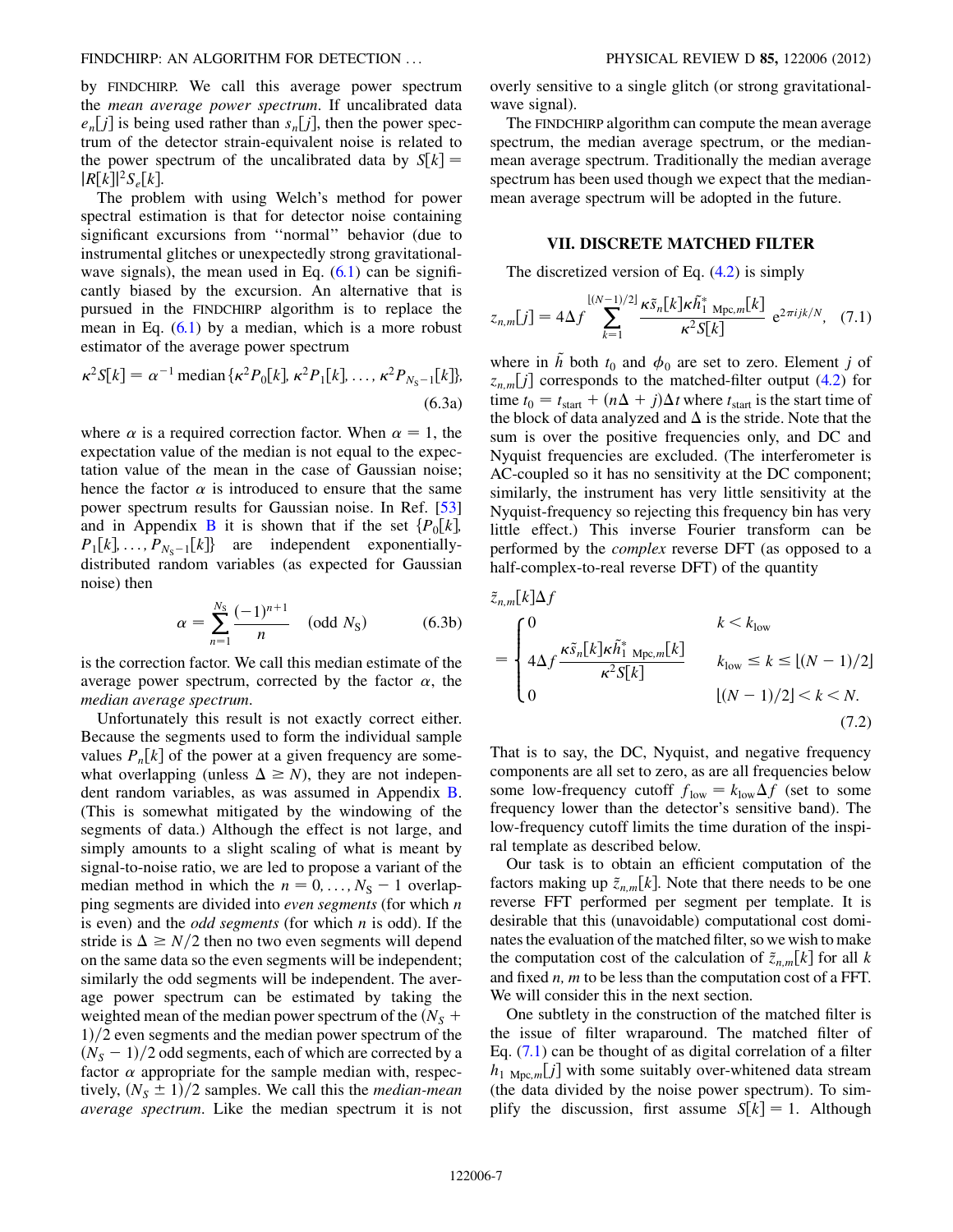by FINDCHIRP. We call this average power spectrum the *mean average power spectrum*. If uncalibrated data $e_n[j]$ is being used rather than $s_n[j]$, then the power spectrum of the detector strain-equivalent noise is related to the power spectrum of the uncalibrated data by $S[k] = |R[k]|^2 S_e[k]$.

The problem with using Welch's method for power spectral estimation is that for detector noise containing significant excursions from "normal" behavior (due to instrumental glitches or unexpectedly strong gravitational-wave signals), the mean used in Eq. (6.1) can be significantly biased by the excursion. An alternative that is pursued in the FINDCHIRP algorithm is to replace the mean in Eq. (6.1) by a median, which is a more robust estimator of the average power spectrum

$$\kappa^2 S[k] = \alpha^{-1} \operatorname{median}\{\kappa^2 P_0[k], \kappa^2 P_1[k], \ldots, \kappa^2 P_{N_S-1}[k]\}, \tag{6.3a}$$

where $\alpha$ is a required correction factor. When $\alpha = 1$, the expectation value of the median is not equal to the expectation value of the mean in the case of Gaussian noise; hence the factor $\alpha$ is introduced to ensure that the same power spectrum results for Gaussian noise. In Ref. [53] and in Appendix B it is shown that if the set $\{P_0[k], P_1[k], \ldots, P_{N_S-1}[k]\}$ are independent exponentially-distributed random variables (as expected for Gaussian noise) then

$$\alpha = \sum_{n=1}^{N_S} \frac{(-1)^{n+1}}{n} \quad (\text{odd } N_S) \tag{6.3b}$$

is the correction factor. We call this median estimate of the average power spectrum, corrected by the factor $\alpha$, the *median average spectrum*.

Unfortunately this result is not exactly correct either. Because the segments used to form the individual sample values $P_n[k]$ of the power at a given frequency are somewhat overlapping (unless $\Delta \geq N$), they are not independent random variables, as was assumed in Appendix B. (This is somewhat mitigated by the windowing of the segments of data.) Although the effect is not large, and simply amounts to a slight scaling of what is meant by signal-to-noise ratio, we are led to propose a variant of the median method in which the $n = 0, \ldots, N_S - 1$ overlapping segments are divided into *even segments* (for which $n$ is even) and the *odd segments* (for which $n$ is odd). If the stride is $\Delta \geq N/2$ then no two even segments will depend on the same data so the even segments will be independent; similarly the odd segments will be independent. The average power spectrum can be estimated by taking the weighted mean of the median power spectrum of the $(N_S + 1)/2$ even segments and the median power spectrum of the $(N_S - 1)/2$ odd segments, each of which are corrected by a factor $\alpha$ appropriate for the sample median with, respectively, $(N_S \pm 1)/2$ samples. We call this the *median-mean average spectrum*. Like the median spectrum it is not overly sensitive to a single glitch (or strong gravitational-wave signal).

The FINDCHIRP algorithm can compute the mean average spectrum, the median average spectrum, or the median-mean average spectrum. Traditionally the median average spectrum has been used though we expect that the median-mean average spectrum will be adopted in the future.

## VII. DISCRETE MATCHED FILTER

The discretized version of Eq. (4.2) is simply

$$z_{n,m}[j] = 4\Delta f \sum_{k=1}^{\lfloor (N-1)/2 \rfloor} \frac{\kappa \tilde{s}_n[k] \kappa \tilde{h}^*_{1\ \mathrm{Mpc},m}[k]}{\kappa^2 S[k]} e^{2\pi i jk/N}, \tag{7.1}$$

where in $\tilde{h}$ both $t_0$ and $\phi_0$ are set to zero. Element $j$ of $z_{n,m}[j]$ corresponds to the matched-filter output (4.2) for time $t_0 = t_{\mathrm{start}} + (n\Delta + j)\Delta t$ where $t_{\mathrm{start}}$ is the start time of the block of data analyzed and $\Delta$ is the stride. Note that the sum is over the positive frequencies only, and DC and Nyquist frequencies are excluded. (The interferometer is AC-coupled so it has no sensitivity at the DC component; similarly, the instrument has very little sensitivity at the Nyquist-frequency so rejecting this frequency bin has very little effect.) This inverse Fourier transform can be performed by the *complex* reverse DFT (as opposed to a half-complex-to-real reverse DFT) of the quantity

$$\tilde{z}_{n,m}[k]\Delta f = \begin{cases} 0 & k < k_{\mathrm{low}} \\ 4\Delta f \dfrac{\kappa \tilde{s}_n[k] \kappa \tilde{h}^*_{1\ \mathrm{Mpc},m}[k]}{\kappa^2 S[k]} & k_{\mathrm{low}} \leq k \leq \lfloor (N-1)/2 \rfloor \\ 0 & \lfloor (N-1)/2 \rfloor < k < N. \end{cases} \tag{7.2}$$

That is to say, the DC, Nyquist, and negative frequency components are all set to zero, as are all frequencies below some low-frequency cutoff $f_{\mathrm{low}} = k_{\mathrm{low}} \Delta f$ (set to some frequency lower than the detector's sensitive band). The low-frequency cutoff limits the time duration of the inspiral template as described below.

Our task is to obtain an efficient computation of the factors making up $\tilde{z}_{n,m}[k]$. Note that there needs to be one reverse FFT performed per segment per template. It is desirable that this (unavoidable) computational cost dominates the evaluation of the matched filter, so we wish to make the computation cost of the calculation of $\tilde{z}_{n,m}[k]$ for all $k$ and fixed $n, m$ to be less than the computation cost of a FFT. We will consider this in the next section.

One subtlety in the construction of the matched filter is the issue of filter wraparound. The matched filter of Eq. (7.1) can be thought of as digital correlation of a filter $h_{1\ \mathrm{Mpc},m}[j]$ with some suitably over-whitened data stream (the data divided by the noise power spectrum). To simplify the discussion, first assume $S[k] = 1$. Although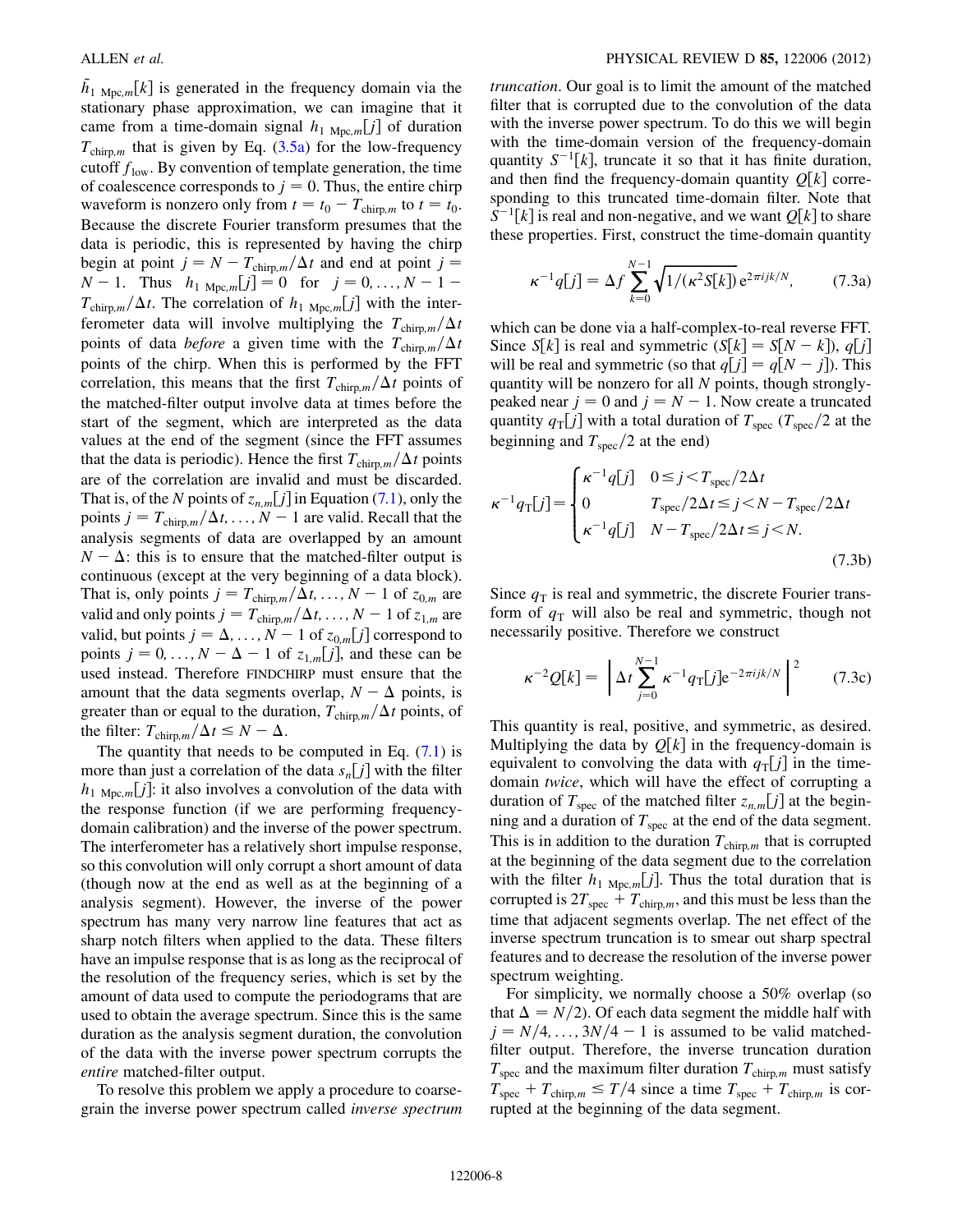$\tilde{h}_{1\text{ Mpc},m}[k]$ is generated in the frequency domain via the stationary phase approximation, we can imagine that it came from a time-domain signal $h_{1\text{ Mpc},m}[j]$ of duration $T_{\text{chirp},m}$ that is given by Eq. (3.5a) for the low-frequency cutoff $f_{\text{low}}$. By convention of template generation, the time of coalescence corresponds to $j = 0$. Thus, the entire chirp waveform is nonzero only from $t = t_0 - T_{\text{chirp},m}$ to $t = t_0$. Because the discrete Fourier transform presumes that the data is periodic, this is represented by having the chirp begin at point $j = N - T_{\text{chirp},m}/\Delta t$ and end at point $j = N - 1$. Thus $h_{1\text{ Mpc},m}[j] = 0$ for $j = 0, \ldots, N - 1 - T_{\text{chirp},m}/\Delta t$. The correlation of $h_{1\text{ Mpc},m}[j]$ with the interferometer data will involve multiplying the $T_{\text{chirp},m}/\Delta t$ points of data *before* a given time with the $T_{\text{chirp},m}/\Delta t$ points of the chirp. When this is performed by the FFT correlation, this means that the first $T_{\text{chirp},m}/\Delta t$ points of the matched-filter output involve data at times before the start of the segment, which are interpreted as the data values at the end of the segment (since the FFT assumes that the data is periodic). Hence the first $T_{\text{chirp},m}/\Delta t$ points are of the correlation are invalid and must be discarded. That is, of the $N$ points of $z_{n,m}[j]$ in Equation (7.1), only the points $j = T_{\text{chirp},m}/\Delta t, \ldots, N - 1$ are valid. Recall that the analysis segments of data are overlapped by an amount $N - \Delta$: this is to ensure that the matched-filter output is continuous (except at the very beginning of a data block). That is, only points $j = T_{\text{chirp},m}/\Delta t, \ldots, N - 1$ of $z_{0,m}$ are valid and only points $j = T_{\text{chirp},m}/\Delta t, \ldots, N - 1$ of $z_{1,m}$ are valid, but points $j = \Delta, \ldots, N - 1$ of $z_{0,m}[j]$ correspond to points $j = 0, \ldots, N - \Delta - 1$ of $z_{1,m}[j]$, and these can be used instead. Therefore FINDCHIRP must ensure that the amount that the data segments overlap, $N - \Delta$ points, is greater than or equal to the duration, $T_{\text{chirp},m}/\Delta t$ points, of the filter: $T_{\text{chirp},m}/\Delta t \leq N - \Delta$.

The quantity that needs to be computed in Eq. (7.1) is more than just a correlation of the data $s_n[j]$ with the filter $h_{1\text{ Mpc},m}[j]$: it also involves a convolution of the data with the response function (if we are performing frequency-domain calibration) and the inverse of the power spectrum. The interferometer has a relatively short impulse response, so this convolution will only corrupt a short amount of data (though now at the end as well as at the beginning of a analysis segment). However, the inverse of the power spectrum has many very narrow line features that act as sharp notch filters when applied to the data. These filters have an impulse response that is as long as the reciprocal of the resolution of the frequency series, which is set by the amount of data used to compute the periodograms that are used to obtain the average spectrum. Since this is the same duration as the analysis segment duration, the convolution of the data with the inverse power spectrum corrupts the *entire* matched-filter output.

To resolve this problem we apply a procedure to coarse-grain the inverse power spectrum called *inverse spectrum truncation*. Our goal is to limit the amount of the matched filter that is corrupted due to the convolution of the data with the inverse power spectrum. To do this we will begin with the time-domain version of the frequency-domain quantity $S^{-1}[k]$, truncate it so that it has finite duration, and then find the frequency-domain quantity $Q[k]$ corresponding to this truncated time-domain filter. Note that $S^{-1}[k]$ is real and non-negative, and we want $Q[k]$ to share these properties. First, construct the time-domain quantity

$$\kappa^{-1} q[j] = \Delta f \sum_{k=0}^{N-1} \sqrt{1/(\kappa^2 S[k])}\, e^{2\pi i jk/N}, \qquad (7.3a)$$

which can be done via a half-complex-to-real reverse FFT. Since $S[k]$ is real and symmetric ($S[k] = S[N - k]$), $q[j]$ will be real and symmetric (so that $q[j] = q[N - j]$). This quantity will be nonzero for all $N$ points, though strongly-peaked near $j = 0$ and $j = N - 1$. Now create a truncated quantity $q_{\text{T}}[j]$ with a total duration of $T_{\text{spec}}$ ($T_{\text{spec}}/2$ at the beginning and $T_{\text{spec}}/2$ at the end)

$$\kappa^{-1} q_{\text{T}}[j] = \begin{cases} \kappa^{-1} q[j] & 0 \leq j < T_{\text{spec}}/2\Delta t \\ 0 & T_{\text{spec}}/2\Delta t \leq j < N - T_{\text{spec}}/2\Delta t \\ \kappa^{-1} q[j] & N - T_{\text{spec}}/2\Delta t \leq j < N. \end{cases} \qquad (7.3b)$$

Since $q_{\text{T}}$ is real and symmetric, the discrete Fourier transform of $q_{\text{T}}$ will also be real and symmetric, though not necessarily positive. Therefore we construct

$$\kappa^{-2} Q[k] = \left| \Delta t \sum_{j=0}^{N-1} \kappa^{-1} q_{\text{T}}[j] e^{-2\pi i jk/N} \right|^2 \qquad (7.3c)$$

This quantity is real, positive, and symmetric, as desired. Multiplying the data by $Q[k]$ in the frequency-domain is equivalent to convolving the data with $q_{\text{T}}[j]$ in the time-domain *twice*, which will have the effect of corrupting a duration of $T_{\text{spec}}$ of the matched filter $z_{n,m}[j]$ at the beginning and a duration of $T_{\text{spec}}$ at the end of the data segment. This is in addition to the duration $T_{\text{chirp},m}$ that is corrupted at the beginning of the data segment due to the correlation with the filter $h_{1\text{ Mpc},m}[j]$. Thus the total duration that is corrupted is $2T_{\text{spec}} + T_{\text{chirp},m}$, and this must be less than the time that adjacent segments overlap. The net effect of the inverse spectrum truncation is to smear out sharp spectral features and to decrease the resolution of the inverse power spectrum weighting.

For simplicity, we normally choose a 50% overlap (so that $\Delta = N/2$). Of each data segment the middle half with $j = N/4, \ldots, 3N/4 - 1$ is assumed to be valid matched-filter output. Therefore, the inverse truncation duration $T_{\text{spec}}$ and the maximum filter duration $T_{\text{chirp},m}$ must satisfy $T_{\text{spec}} + T_{\text{chirp},m} \leq T/4$ since a time $T_{\text{spec}} + T_{\text{chirp},m}$ is corrupted at the beginning of the data segment.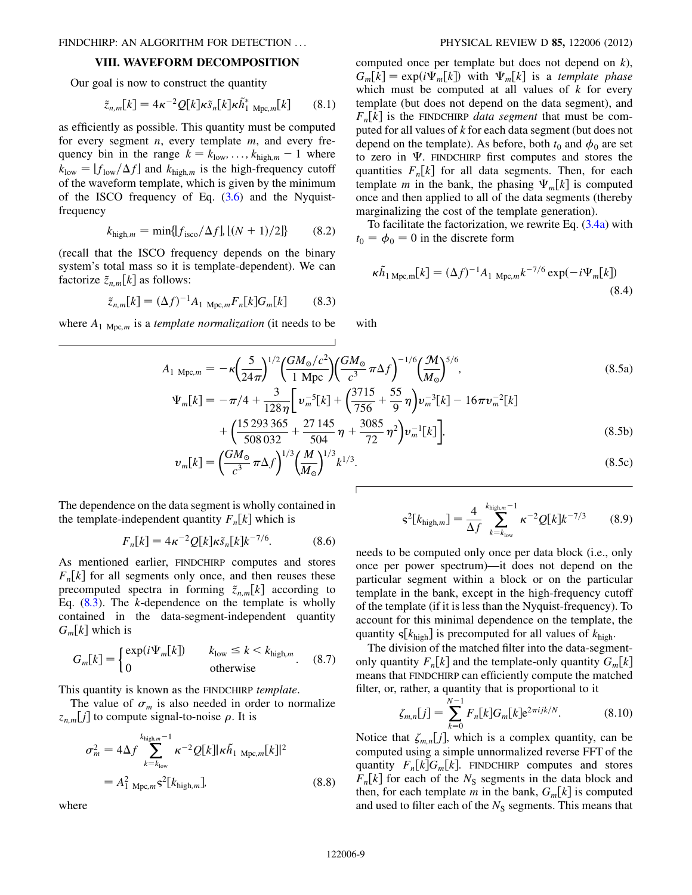## VIII. WAVEFORM DECOMPOSITION

Our goal is now to construct the quantity

$$\tilde{z}_{n,m}[k] = 4\kappa^{-2}Q[k]\kappa\tilde{s}_n[k]\kappa\tilde{h}^*_{1\ \mathrm{Mpc},m}[k] \tag{8.1}$$

as efficiently as possible. This quantity must be computed for every segment $n$, every template $m$, and every frequency bin in the range $k = k_{\mathrm{low}}, \ldots, k_{\mathrm{high},m} - 1$ where $k_{\mathrm{low}} = \lfloor f_{\mathrm{low}}/\Delta f \rfloor$ and $k_{\mathrm{high},m}$ is the high-frequency cutoff of the waveform template, which is given by the minimum of the ISCO frequency of Eq. (3.6) and the Nyquist-frequency

$$k_{\mathrm{high},m} = \min\{\lfloor f_{\mathrm{isco}}/\Delta f \rfloor, \lfloor (N+1)/2 \rfloor\} \tag{8.2}$$

(recall that the ISCO frequency depends on the binary system's total mass so it is template-dependent). We can factorize $\tilde{z}_{n,m}[k]$ as follows:

$$\tilde{z}_{n,m}[k] = (\Delta f)^{-1}A_{1\ \mathrm{Mpc},m}F_n[k]G_m[k] \tag{8.3}$$

where $A_{1\ \mathrm{Mpc},m}$ is a *template normalization* (it needs to be computed once per template but does not depend on $k$), $G_m[k] = \exp(i\Psi_m[k])$ with $\Psi_m[k]$ is a *template phase* which must be computed at all values of $k$ for every template (but does not depend on the data segment), and $F_n[k]$ is the FINDCHIRP *data segment* that must be computed for all values of $k$ for each data segment (but does not depend on the template). As before, both $t_0$ and $\phi_0$ are set to zero in $\Psi$. FINDCHIRP first computes and stores the quantities $F_n[k]$ for all data segments. Then, for each template $m$ in the bank, the phasing $\Psi_m[k]$ is computed once and then applied to all of the data segments (thereby marginalizing the cost of the template generation).

To facilitate the factorization, we rewrite Eq. (3.4a) with $t_0 = \phi_0 = 0$ in the discrete form

$$\kappa\tilde{h}_{1\ \mathrm{Mpc,m}}[k] = (\Delta f)^{-1}A_{1\ \mathrm{Mpc},m}k^{-7/6}\exp(-i\Psi_m[k]) \tag{8.4}$$

with

$$A_{1\ \mathrm{Mpc},m} = -\kappa\left(\frac{5}{24\pi}\right)^{1/2}\left(\frac{GM_\odot/c^2}{1\ \mathrm{Mpc}}\right)\left(\frac{GM_\odot}{c^3}\pi\Delta f\right)^{-1/6}\left(\frac{\mathcal{M}}{M_\odot}\right)^{5/6}, \tag{8.5a}$$

$$\Psi_m[k] = -\pi/4 + \frac{3}{128\eta}\left[v_m^{-5}[k] + \left(\frac{3715}{756} + \frac{55}{9}\eta\right)v_m^{-3}[k] - 16\pi v_m^{-2}[k] + \left(\frac{15\,293\,365}{508\,032} + \frac{27\,145}{504}\eta + \frac{3085}{72}\eta^2\right)v_m^{-1}[k]\right], \tag{8.5b}$$

$$v_m[k] = \left(\frac{GM_\odot}{c^3}\pi\Delta f\right)^{1/3}\left(\frac{M}{M_\odot}\right)^{1/3}k^{1/3}. \tag{8.5c}$$

The dependence on the data segment is wholly contained in the template-independent quantity $F_n[k]$ which is

$$F_n[k] = 4\kappa^{-2}Q[k]\kappa\tilde{s}_n[k]k^{-7/6}. \tag{8.6}$$

As mentioned earlier, FINDCHIRP computes and stores $F_n[k]$ for all segments only once, and then reuses these precomputed spectra in forming $\tilde{z}_{n,m}[k]$ according to Eq. (8.3). The $k$-dependence on the template is wholly contained in the data-segment-independent quantity $G_m[k]$ which is

$$G_m[k] = \begin{cases} \exp(i\Psi_m[k]) & k_{\mathrm{low}} \le k < k_{\mathrm{high},m} \\ 0 & \text{otherwise} \end{cases}. \tag{8.7}$$

This quantity is known as the FINDCHIRP *template*.

The value of $\sigma_m$ is also needed in order to normalize $z_{n,m}[j]$ to compute signal-to-noise $\rho$. It is

$$\sigma_m^2 = 4\Delta f\sum_{k=k_{\mathrm{low}}}^{k_{\mathrm{high},m}-1}\kappa^{-2}Q[k]|\kappa\tilde{h}_{1\ \mathrm{Mpc},m}[k]|^2 = A^2_{1\ \mathrm{Mpc},m}\mathfrak{s}^2[k_{\mathrm{high},m}], \tag{8.8}$$

where

$$\mathfrak{s}^2[k_{\mathrm{high},m}] = \frac{4}{\Delta f}\sum_{k=k_{\mathrm{low}}}^{k_{\mathrm{high},m}-1}\kappa^{-2}Q[k]k^{-7/3} \tag{8.9}$$

needs to be computed only once per data block (i.e., only once per power spectrum)—it does not depend on the particular segment within a block or on the particular template in the bank, except in the high-frequency cutoff of the template (if it is less than the Nyquist-frequency). To account for this minimal dependence on the template, the quantity $\mathfrak{s}[k_{\mathrm{high}}]$ is precomputed for all values of $k_{\mathrm{high}}$.

The division of the matched filter into the data-segment-only quantity $F_n[k]$ and the template-only quantity $G_m[k]$ means that FINDCHIRP can efficiently compute the matched filter, or, rather, a quantity that is proportional to it

$$\zeta_{m,n}[j] = \sum_{k=0}^{N-1}F_n[k]G_m[k]e^{2\pi ijk/N}. \tag{8.10}$$

Notice that $\zeta_{m,n}[j]$, which is a complex quantity, can be computed using a simple unnormalized reverse FFT of the quantity $F_n[k]G_m[k]$. FINDCHIRP computes and stores $F_n[k]$ for each of the $N_S$ segments in the data block and then, for each template $m$ in the bank, $G_m[k]$ is computed and used to filter each of the $N_S$ segments. This means that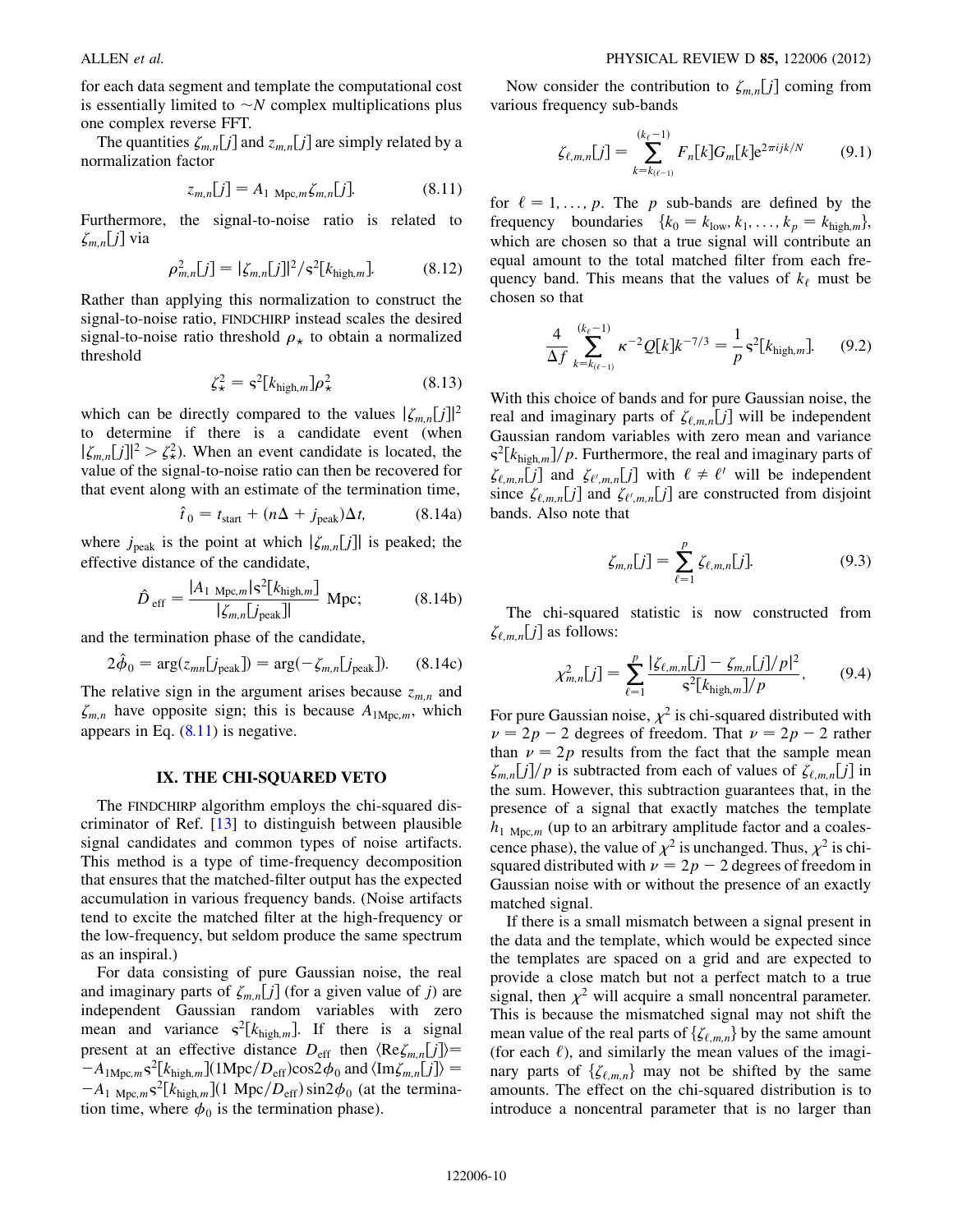for each data segment and template the computational cost is essentially limited to $\sim N$ complex multiplications plus one complex reverse FFT.

The quantities $\zeta_{m,n}[j]$ and $z_{m,n}[j]$ are simply related by a normalization factor

$$z_{m,n}[j] = A_{1\ \mathrm{Mpc},m}\zeta_{m,n}[j]. \tag{8.11}$$

Furthermore, the signal-to-noise ratio is related to $\zeta_{m,n}[j]$ via

$$\rho^2_{m,n}[j] = |\zeta_{m,n}[j]|^2/\mathrm{s}^2[k_{\mathrm{high},m}]. \tag{8.12}$$

Rather than applying this normalization to construct the signal-to-noise ratio, FINDCHIRP instead scales the desired signal-to-noise ratio threshold $\rho_\star$ to obtain a normalized threshold

$$\zeta^2_\star = \mathrm{s}^2[k_{\mathrm{high},m}]\rho^2_\star \tag{8.13}$$

which can be directly compared to the values $|\zeta_{m,n}[j]|^2$ to determine if there is a candidate event (when $|\zeta_{m,n}[j]|^2 > \zeta^2_\star$). When an event candidate is located, the value of the signal-to-noise ratio can then be recovered for that event along with an estimate of the termination time,

$$\hat{t}_0 = t_{\mathrm{start}} + (n\Delta + j_{\mathrm{peak}})\Delta t, \tag{8.14a}$$

where $j_{\mathrm{peak}}$ is the point at which $|\zeta_{m,n}[j]|$ is peaked; the effective distance of the candidate,

$$\hat{D}_{\mathrm{eff}} = \frac{|A_{1\ \mathrm{Mpc},m}|\mathrm{s}^2[k_{\mathrm{high},m}]}{|\zeta_{m,n}[j_{\mathrm{peak}}]|}\ \mathrm{Mpc}; \tag{8.14b}$$

and the termination phase of the candidate,

$$2\hat{\phi}_0 = \arg(z_{mn}[j_{\mathrm{peak}}]) = \arg(-\zeta_{m,n}[j_{\mathrm{peak}}]). \tag{8.14c}$$

The relative sign in the argument arises because $z_{m,n}$ and $\zeta_{m,n}$ have opposite sign; this is because $A_{1\mathrm{Mpc},m}$, which appears in Eq. (8.11) is negative.

## IX. THE CHI-SQUARED VETO

The FINDCHIRP algorithm employs the chi-squared discriminator of Ref. [13] to distinguish between plausible signal candidates and common types of noise artifacts. This method is a type of time-frequency decomposition that ensures that the matched-filter output has the expected accumulation in various frequency bands. (Noise artifacts tend to excite the matched filter at the high-frequency or the low-frequency, but seldom produce the same spectrum as an inspiral.)

For data consisting of pure Gaussian noise, the real and imaginary parts of $\zeta_{m,n}[j]$ (for a given value of $j$) are independent Gaussian random variables with zero mean and variance $\mathrm{s}^2[k_{\mathrm{high},m}]$. If there is a signal present at an effective distance $D_{\mathrm{eff}}$ then $\langle \mathrm{Re}\zeta_{m,n}[j]\rangle = -A_{1\mathrm{Mpc},m}\mathrm{s}^2[k_{\mathrm{high},m}](1\mathrm{Mpc}/D_{\mathrm{eff}})\cos 2\phi_0$ and $\langle \mathrm{Im}\zeta_{m,n}[j]\rangle = -A_{1\ \mathrm{Mpc},m}\mathrm{s}^2[k_{\mathrm{high},m}](1\ \mathrm{Mpc}/D_{\mathrm{eff}})\sin 2\phi_0$ (at the termination time, where $\phi_0$ is the termination phase).

Now consider the contribution to $\zeta_{m,n}[j]$ coming from various frequency sub-bands

$$\zeta_{\ell,m,n}[j] = \sum_{k=k_{(\ell-1)}}^{(k_\ell - 1)} F_n[k]G_m[k]\mathrm{e}^{2\pi ijk/N} \tag{9.1}$$

for $\ell = 1, \ldots, p$. The $p$ sub-bands are defined by the frequency boundaries $\{k_0 = k_{\mathrm{low}}, k_1, \ldots, k_p = k_{\mathrm{high},m}\}$, which are chosen so that a true signal will contribute an equal amount to the total matched filter from each frequency band. This means that the values of $k_\ell$ must be chosen so that

$$\frac{4}{\Delta f}\sum_{k=k_{(\ell-1)}}^{(k_\ell - 1)} \kappa^{-2}Q[k]k^{-7/3} = \frac{1}{p}\mathrm{s}^2[k_{\mathrm{high},m}]. \tag{9.2}$$

With this choice of bands and for pure Gaussian noise, the real and imaginary parts of $\zeta_{\ell,m,n}[j]$ will be independent Gaussian random variables with zero mean and variance $\mathrm{s}^2[k_{\mathrm{high},m}]/p$. Furthermore, the real and imaginary parts of $\zeta_{\ell,m,n}[j]$ and $\zeta_{\ell',m,n}[j]$ with $\ell \neq \ell'$ will be independent since $\zeta_{\ell,m,n}[j]$ and $\zeta_{\ell',m,n}[j]$ are constructed from disjoint bands. Also note that

$$\zeta_{m,n}[j] = \sum_{\ell=1}^{p}\zeta_{\ell,m,n}[j]. \tag{9.3}$$

The chi-squared statistic is now constructed from $\zeta_{\ell,m,n}[j]$ as follows:

$$\chi^2_{m,n}[j] = \sum_{\ell=1}^{p}\frac{|\zeta_{\ell,m,n}[j] - \zeta_{m,n}[j]/p|^2}{\mathrm{s}^2[k_{\mathrm{high},m}]/p}, \tag{9.4}$$

For pure Gaussian noise, $\chi^2$ is chi-squared distributed with $\nu = 2p - 2$ degrees of freedom. That $\nu = 2p - 2$ rather than $\nu = 2p$ results from the fact that the sample mean $\zeta_{m,n}[j]/p$ is subtracted from each of values of $\zeta_{\ell,m,n}[j]$ in the sum. However, this subtraction guarantees that, in the presence of a signal that exactly matches the template $h_{1\ \mathrm{Mpc},m}$ (up to an arbitrary amplitude factor and a coalescence phase), the value of $\chi^2$ is unchanged. Thus, $\chi^2$ is chi-squared distributed with $\nu = 2p - 2$ degrees of freedom in Gaussian noise with or without the presence of an exactly matched signal.

If there is a small mismatch between a signal present in the data and the template, which would be expected since the templates are spaced on a grid and are expected to provide a close match but not a perfect match to a true signal, then $\chi^2$ will acquire a small noncentral parameter. This is because the mismatched signal may not shift the mean value of the real parts of $\{\zeta_{\ell,m,n}\}$ by the same amount (for each $\ell$), and similarly the mean values of the imaginary parts of $\{\zeta_{\ell,m,n}\}$ may not be shifted by the same amounts. The effect on the chi-squared distribution is to introduce a noncentral parameter that is no larger than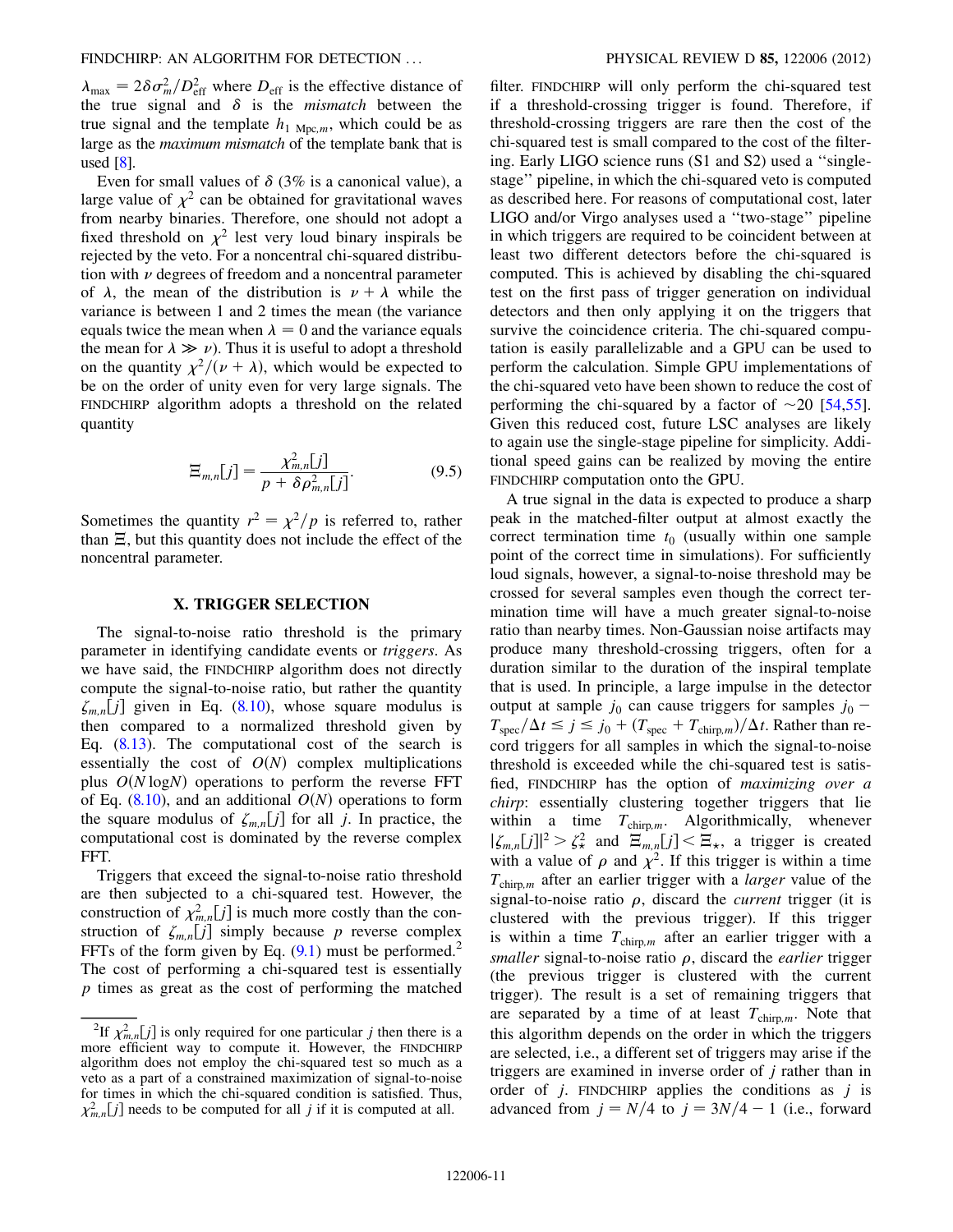$\lambda_{\max} = 2\delta\sigma_m^2/D_{\text{eff}}^2$ where $D_{\text{eff}}$ is the effective distance of the true signal and $\delta$ is the *mismatch* between the true signal and the template $h_{1\ \text{Mpc},m}$, which could be as large as the *maximum mismatch* of the template bank that is used [8].

Even for small values of $\delta$ (3% is a canonical value), a large value of $\chi^2$ can be obtained for gravitational waves from nearby binaries. Therefore, one should not adopt a fixed threshold on $\chi^2$ lest very loud binary inspirals be rejected by the veto. For a noncentral chi-squared distribution with $\nu$ degrees of freedom and a noncentral parameter of $\lambda$, the mean of the distribution is $\nu + \lambda$ while the variance is between 1 and 2 times the mean (the variance equals twice the mean when $\lambda = 0$ and the variance equals the mean for $\lambda \gg \nu$). Thus it is useful to adopt a threshold on the quantity $\chi^2/(\nu + \lambda)$, which would be expected to be on the order of unity even for very large signals. The FINDCHIRP algorithm adopts a threshold on the related quantity

$$\Xi_{m,n}[j] = \frac{\chi^2_{m,n}[j]}{p + \delta\rho^2_{m,n}[j]}. \tag{9.5}$$

Sometimes the quantity $r^2 = \chi^2/p$ is referred to, rather than $\Xi$, but this quantity does not include the effect of the noncentral parameter.

## X. TRIGGER SELECTION

The signal-to-noise ratio threshold is the primary parameter in identifying candidate events or *triggers*. As we have said, the FINDCHIRP algorithm does not directly compute the signal-to-noise ratio, but rather the quantity $\zeta_{m,n}[j]$ given in Eq. (8.10), whose square modulus is then compared to a normalized threshold given by Eq. (8.13). The computational cost of the search is essentially the cost of $O(N)$ complex multiplications plus $O(N \log N)$ operations to perform the reverse FFT of Eq. (8.10), and an additional $O(N)$ operations to form the square modulus of $\zeta_{m,n}[j]$ for all $j$. In practice, the computational cost is dominated by the reverse complex FFT.

Triggers that exceed the signal-to-noise ratio threshold are then subjected to a chi-squared test. However, the construction of $\chi^2_{m,n}[j]$ is much more costly than the construction of $\zeta_{m,n}[j]$ simply because $p$ reverse complex FFTs of the form given by Eq. (9.1) must be performed.[2] The cost of performing a chi-squared test is essentially $p$ times as great as the cost of performing the matched filter. FINDCHIRP will only perform the chi-squared test if a threshold-crossing trigger is found. Therefore, if threshold-crossing triggers are rare then the cost of the chi-squared test is small compared to the cost of the filtering. Early LIGO science runs (S1 and S2) used a "single-stage" pipeline, in which the chi-squared veto is computed as described here. For reasons of computational cost, later LIGO and/or Virgo analyses used a "two-stage" pipeline in which triggers are required to be coincident between at least two different detectors before the chi-squared is computed. This is achieved by disabling the chi-squared test on the first pass of trigger generation on individual detectors and then only applying it on the triggers that survive the coincidence criteria. The chi-squared computation is easily parallelizable and a GPU can be used to perform the calculation. Simple GPU implementations of the chi-squared veto have been shown to reduce the cost of performing the chi-squared by a factor of $\sim 20$ [54,55]. Given this reduced cost, future LSC analyses are likely to again use the single-stage pipeline for simplicity. Additional speed gains can be realized by moving the entire FINDCHIRP computation onto the GPU.

A true signal in the data is expected to produce a sharp peak in the matched-filter output at almost exactly the correct termination time $t_0$ (usually within one sample point of the correct time in simulations). For sufficiently loud signals, however, a signal-to-noise threshold may be crossed for several samples even though the correct termination time will have a much greater signal-to-noise ratio than nearby times. Non-Gaussian noise artifacts may produce many threshold-crossing triggers, often for a duration similar to the duration of the inspiral template that is used. In principle, a large impulse in the detector output at sample $j_0$ can cause triggers for samples $j_0 - T_{\text{spec}}/\Delta t \le j \le j_0 + (T_{\text{spec}} + T_{\text{chirp},m})/\Delta t$. Rather than record triggers for all samples in which the signal-to-noise threshold is exceeded while the chi-squared test is satisfied, FINDCHIRP has the option of *maximizing over a chirp*: essentially clustering together triggers that lie within a time $T_{\text{chirp},m}$. Algorithmically, whenever $|\zeta_{m,n}[j]|^2 > \zeta_\star^2$ and $\Xi_{m,n}[j] < \Xi_\star$, a trigger is created with a value of $\rho$ and $\chi^2$. If this trigger is within a time $T_{\text{chirp},m}$ after an earlier trigger with a *larger* value of the signal-to-noise ratio $\rho$, discard the *current* trigger (it is clustered with the previous trigger). If this trigger is within a time $T_{\text{chirp},m}$ after an earlier trigger with a *smaller* signal-to-noise ratio $\rho$, discard the *earlier* trigger (the previous trigger is clustered with the current trigger). The result is a set of remaining triggers that are separated by a time of at least $T_{\text{chirp},m}$. Note that this algorithm depends on the order in which the triggers are selected, i.e., a different set of triggers may arise if the triggers are examined in inverse order of $j$ rather than in order of $j$. FINDCHIRP applies the conditions as $j$ is advanced from $j = N/4$ to $j = 3N/4 - 1$ (i.e., forward

---

[2] If $\chi^2_{m,n}[j]$ is only required for one particular $j$ then there is a more efficient way to compute it. However, the FINDCHIRP algorithm does not employ the chi-squared test so much as a veto as a part of a constrained maximization of signal-to-noise for times in which the chi-squared condition is satisfied. Thus, $\chi^2_{m,n}[j]$ needs to be computed for all $j$ if it is computed at all.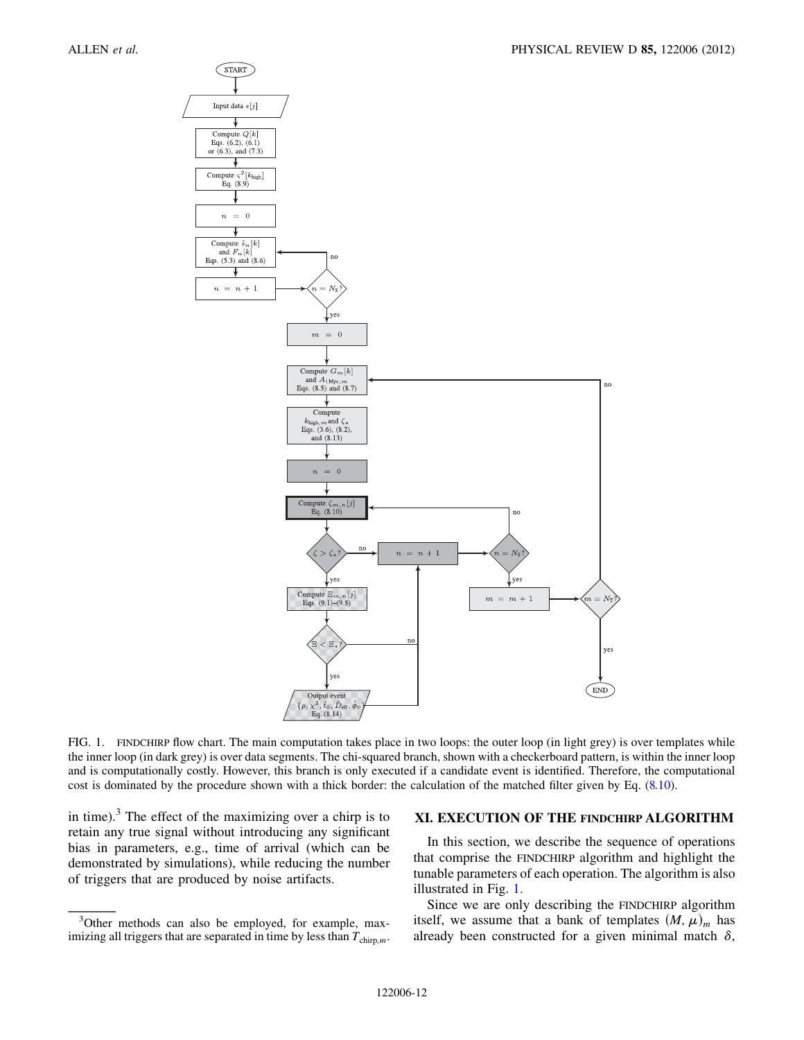FIG. 1. FINDCHIRP flow chart. The main computation takes place in two loops: the outer loop (in light grey) is over templates while the inner loop (in dark grey) is over data segments. The chi-squared branch, shown with a checkerboard pattern, is within the inner loop and is computationally costly. However, this branch is only executed if a candidate event is identified. Therefore, the computational cost is dominated by the procedure shown with a thick border: the calculation of the matched filter given by Eq. (8.10).

in time).[3] The effect of the maximizing over a chirp is to retain any true signal without introducing any significant bias in parameters, e.g., time of arrival (which can be demonstrated by simulations), while reducing the number of triggers that are produced by noise artifacts.

[3]Other methods can also be employed, for example, maximizing all triggers that are separated in time by less than $T_{\mathrm{chirp},m}$.

## XI. EXECUTION OF THE FINDCHIRP ALGORITHM

In this section, we describe the sequence of operations that comprise the FINDCHIRP algorithm and highlight the tunable parameters of each operation. The algorithm is also illustrated in Fig. 1.

Since we are only describing the FINDCHIRP algorithm itself, we assume that a bank of templates $(M, \mu)_m$ has already been constructed for a given minimal match $\delta$,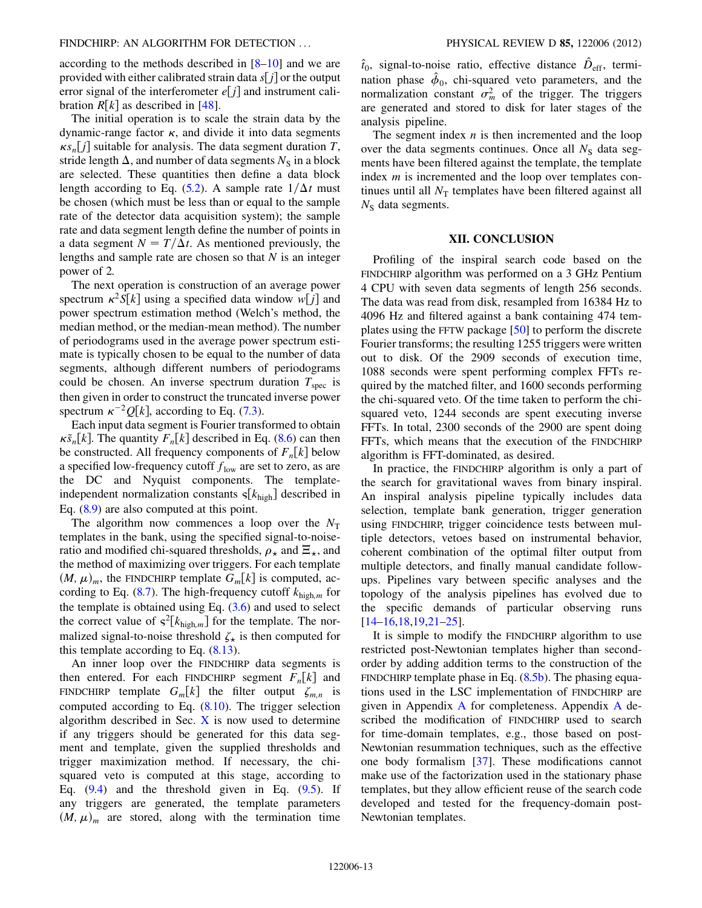according to the methods described in [8–10] and we are provided with either calibrated strain data $s[j]$ or the output error signal of the interferometer $e[j]$ and instrument calibration $R[k]$ as described in [48].

The initial operation is to scale the strain data by the dynamic-range factor $\kappa$, and divide it into data segments $\kappa s_n[j]$ suitable for analysis. The data segment duration $T$, stride length $\Delta$, and number of data segments $N_S$ in a block are selected. These quantities then define a data block length according to Eq. (5.2). A sample rate $1/\Delta t$ must be chosen (which must be less than or equal to the sample rate of the detector data acquisition system); the sample rate and data segment length define the number of points in a data segment $N = T/\Delta t$. As mentioned previously, the lengths and sample rate are chosen so that $N$ is an integer power of 2.

The next operation is construction of an average power spectrum $\kappa^2 S[k]$ using a specified data window $w[j]$ and power spectrum estimation method (Welch's method, the median method, or the median-mean method). The number of periodograms used in the average power spectrum estimate is typically chosen to be equal to the number of data segments, although different numbers of periodograms could be chosen. An inverse spectrum duration $T_{\mathrm{spec}}$ is then given in order to construct the truncated inverse power spectrum $\kappa^{-2} Q[k]$, according to Eq. (7.3).

Each input data segment is Fourier transformed to obtain $\kappa \tilde{s}_n[k]$. The quantity $F_n[k]$ described in Eq. (8.6) can then be constructed. All frequency components of $F_n[k]$ below a specified low-frequency cutoff $f_{\mathrm{low}}$ are set to zero, as are the DC and Nyquist components. The template-independent normalization constants $\varsigma[k_{\mathrm{high}}]$ described in Eq. (8.9) are also computed at this point.

The algorithm now commences a loop over the $N_T$ templates in the bank, using the specified signal-to-noise-ratio and modified chi-squared thresholds, $\rho_\star$ and $\Xi_\star$, and the method of maximizing over triggers. For each template $(M, \mu)_m$, the FINDCHIRP template $G_m[k]$ is computed, according to Eq. (8.7). The high-frequency cutoff $k_{\mathrm{high},m}$ for the template is obtained using Eq. (3.6) and used to select the correct value of $\varsigma^2[k_{\mathrm{high},m}]$ for the template. The normalized signal-to-noise threshold $\zeta_\star$ is then computed for this template according to Eq. (8.13).

An inner loop over the FINDCHIRP data segments is then entered. For each FINDCHIRP segment $F_n[k]$ and FINDCHIRP template $G_m[k]$ the filter output $\zeta_{m,n}$ is computed according to Eq. (8.10). The trigger selection algorithm described in Sec. X is now used to determine if any triggers should be generated for this data segment and template, given the supplied thresholds and trigger maximization method. If necessary, the chi-squared veto is computed at this stage, according to Eq. (9.4) and the threshold given in Eq. (9.5). If any triggers are generated, the template parameters $(M, \mu)_m$ are stored, along with the termination time $\hat{t}_0$, signal-to-noise ratio, effective distance $\hat{D}_{\mathrm{eff}}$, termination phase $\hat{\phi}_0$, chi-squared veto parameters, and the normalization constant $\sigma_m^2$ of the trigger. The triggers are generated and stored to disk for later stages of the analysis pipeline.

The segment index $n$ is then incremented and the loop over the data segments continues. Once all $N_S$ data segments have been filtered against the template, the template index $m$ is incremented and the loop over templates continues until all $N_T$ templates have been filtered against all $N_S$ data segments.

## XII. CONCLUSION

Profiling of the inspiral search code based on the FINDCHIRP algorithm was performed on a 3 GHz Pentium 4 CPU with seven data segments of length 256 seconds. The data was read from disk, resampled from 16384 Hz to 4096 Hz and filtered against a bank containing 474 templates using the FFTW package [50] to perform the discrete Fourier transforms; the resulting 1255 triggers were written out to disk. Of the 2909 seconds of execution time, 1088 seconds were spent performing complex FFTs required by the matched filter, and 1600 seconds performing the chi-squared veto. Of the time taken to perform the chi-squared veto, 1244 seconds are spent executing inverse FFTs. In total, 2300 seconds of the 2900 are spent doing FFTs, which means that the execution of the FINDCHIRP algorithm is FFT-dominated, as desired.

In practice, the FINDCHIRP algorithm is only a part of the search for gravitational waves from binary inspiral. An inspiral analysis pipeline typically includes data selection, template bank generation, trigger generation using FINDCHIRP, trigger coincidence tests between multiple detectors, vetoes based on instrumental behavior, coherent combination of the optimal filter output from multiple detectors, and finally manual candidate follow-ups. Pipelines vary between specific analyses and the topology of the analysis pipelines has evolved due to the specific demands of particular observing runs [14–16,18,19,21–25].

It is simple to modify the FINDCHIRP algorithm to use restricted post-Newtonian templates higher than second-order by adding addition terms to the construction of the FINDCHIRP template phase in Eq. (8.5b). The phasing equations used in the LSC implementation of FINDCHIRP are given in Appendix A for completeness. Appendix A described the modification of FINDCHIRP used to search for time-domain templates, e.g., those based on post-Newtonian resummation techniques, such as the effective one body formalism [37]. These modifications cannot make use of the factorization used in the stationary phase templates, but they allow efficient reuse of the search code developed and tested for the frequency-domain post-Newtonian templates.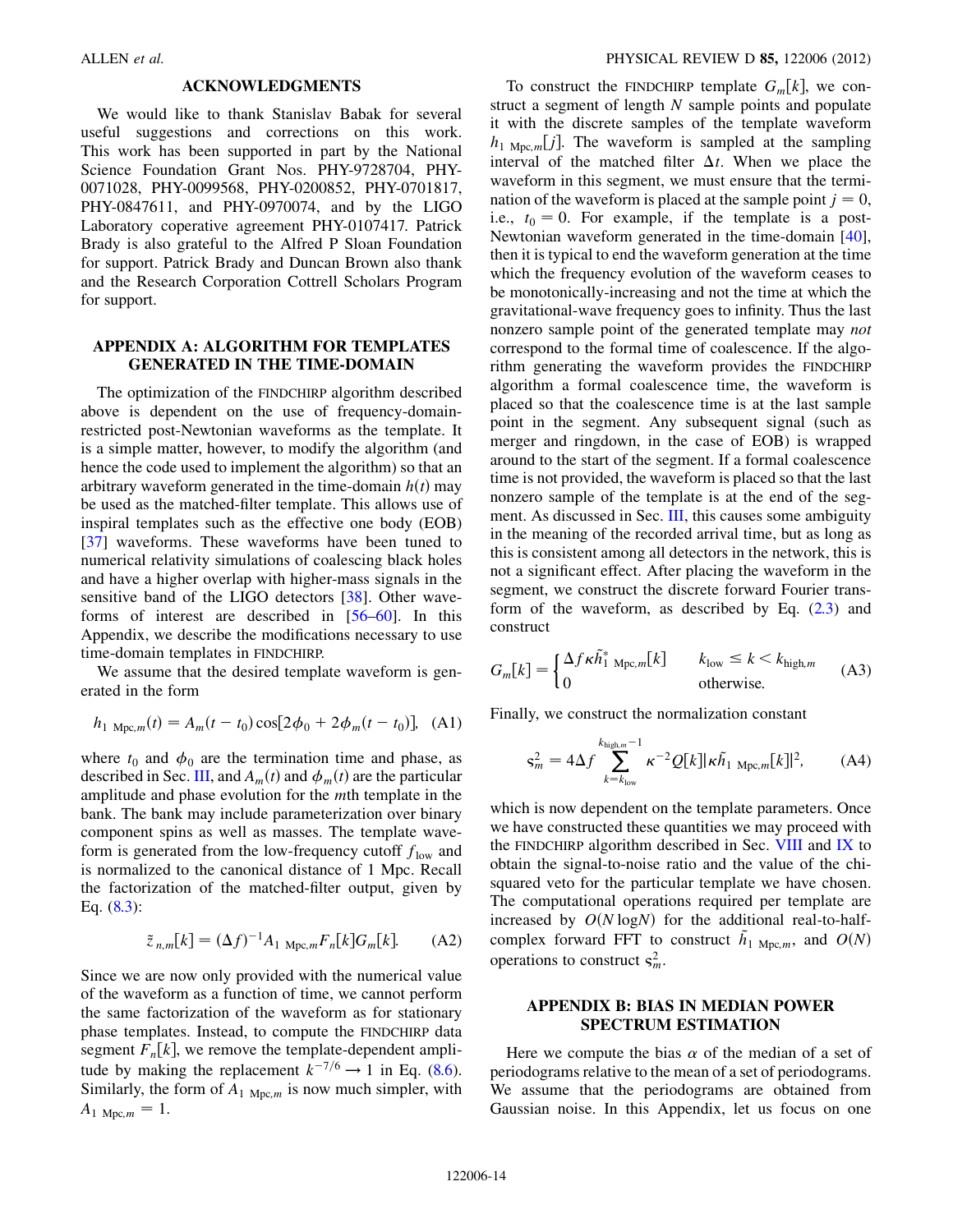## ACKNOWLEDGMENTS

We would like to thank Stanislav Babak for several useful suggestions and corrections on this work. This work has been supported in part by the National Science Foundation Grant Nos. PHY-9728704, PHY-0071028, PHY-0099568, PHY-0200852, PHY-0701817, PHY-0847611, and PHY-0970074, and by the LIGO Laboratory coperative agreement PHY-0107417. Patrick Brady is also grateful to the Alfred P Sloan Foundation for support. Patrick Brady and Duncan Brown also thank and the Research Corporation Cottrell Scholars Program for support.

## APPENDIX A: ALGORITHM FOR TEMPLATES GENERATED IN THE TIME-DOMAIN

The optimization of the FINDCHIRP algorithm described above is dependent on the use of frequency-domain-restricted post-Newtonian waveforms as the template. It is a simple matter, however, to modify the algorithm (and hence the code used to implement the algorithm) so that an arbitrary waveform generated in the time-domain $h(t)$ may be used as the matched-filter template. This allows use of inspiral templates such as the effective one body (EOB) [37] waveforms. These waveforms have been tuned to numerical relativity simulations of coalescing black holes and have a higher overlap with higher-mass signals in the sensitive band of the LIGO detectors [38]. Other waveforms of interest are described in [56–60]. In this Appendix, we describe the modifications necessary to use time-domain templates in FINDCHIRP.

We assume that the desired template waveform is generated in the form

$$h_{1\ \mathrm{Mpc},m}(t) = A_m(t - t_0)\cos[2\phi_0 + 2\phi_m(t - t_0)], \quad (A1)$$

where $t_0$ and $\phi_0$ are the termination time and phase, as described in Sec. III, and $A_m(t)$ and $\phi_m(t)$ are the particular amplitude and phase evolution for the $m$th template in the bank. The bank may include parameterization over binary component spins as well as masses. The template waveform is generated from the low-frequency cutoff $f_{\mathrm{low}}$ and is normalized to the canonical distance of 1 Mpc. Recall the factorization of the matched-filter output, given by Eq. (8.3):

$$\tilde{z}_{n,m}[k] = (\Delta f)^{-1} A_{1\ \mathrm{Mpc},m} F_n[k] G_m[k]. \quad (A2)$$

Since we are now only provided with the numerical value of the waveform as a function of time, we cannot perform the same factorization of the waveform as for stationary phase templates. Instead, to compute the FINDCHIRP data segment $F_n[k]$, we remove the template-dependent amplitude by making the replacement $k^{-7/6} \to 1$ in Eq. (8.6). Similarly, the form of $A_{1\ \mathrm{Mpc},m}$ is now much simpler, with $A_{1\ \mathrm{Mpc},m} = 1$.

To construct the FINDCHIRP template $G_m[k]$, we construct a segment of length $N$ sample points and populate it with the discrete samples of the template waveform $h_{1\ \mathrm{Mpc},m}[j]$. The waveform is sampled at the sampling interval of the matched filter $\Delta t$. When we place the waveform in this segment, we must ensure that the termination of the waveform is placed at the sample point $j = 0$, i.e., $t_0 = 0$. For example, if the template is a post-Newtonian waveform generated in the time-domain [40], then it is typical to end the waveform generation at the time which the frequency evolution of the waveform ceases to be monotonically-increasing and not the time at which the gravitational-wave frequency goes to infinity. Thus the last nonzero sample point of the generated template may *not* correspond to the formal time of coalescence. If the algorithm generating the waveform provides the FINDCHIRP algorithm a formal coalescence time, the waveform is placed so that the coalescence time is at the last sample point in the segment. Any subsequent signal (such as merger and ringdown, in the case of EOB) is wrapped around to the start of the segment. If a formal coalescence time is not provided, the waveform is placed so that the last nonzero sample of the template is at the end of the segment. As discussed in Sec. III, this causes some ambiguity in the meaning of the recorded arrival time, but as long as this is consistent among all detectors in the network, this is not a significant effect. After placing the waveform in the segment, we construct the discrete forward Fourier transform of the waveform, as described by Eq. (2.3) and construct

$$G_m[k] = \begin{cases} \Delta f \kappa \tilde{h}^*_{1\ \mathrm{Mpc},m}[k] & k_{\mathrm{low}} \le k < k_{\mathrm{high},m} \\ 0 & \text{otherwise.} \end{cases} \quad (A3)$$

Finally, we construct the normalization constant

$$\varsigma_m^2 = 4\Delta f \sum_{k=k_{\mathrm{low}}}^{k_{\mathrm{high},m}-1} \kappa^{-2} Q[k] |\kappa \tilde{h}_{1\ \mathrm{Mpc},m}[k]|^2, \quad (A4)$$

which is now dependent on the template parameters. Once we have constructed these quantities we may proceed with the FINDCHIRP algorithm described in Sec. VIII and IX to obtain the signal-to-noise ratio and the value of the chi-squared veto for the particular template we have chosen. The computational operations required per template are increased by $O(N \log N)$ for the additional real-to-half-complex forward FFT to construct $\tilde{h}_{1\ \mathrm{Mpc},m}$, and $O(N)$ operations to construct $\varsigma_m^2$.

## APPENDIX B: BIAS IN MEDIAN POWER SPECTRUM ESTIMATION

Here we compute the bias $\alpha$ of the median of a set of periodograms relative to the mean of a set of periodograms. We assume that the periodograms are obtained from Gaussian noise. In this Appendix, let us focus on one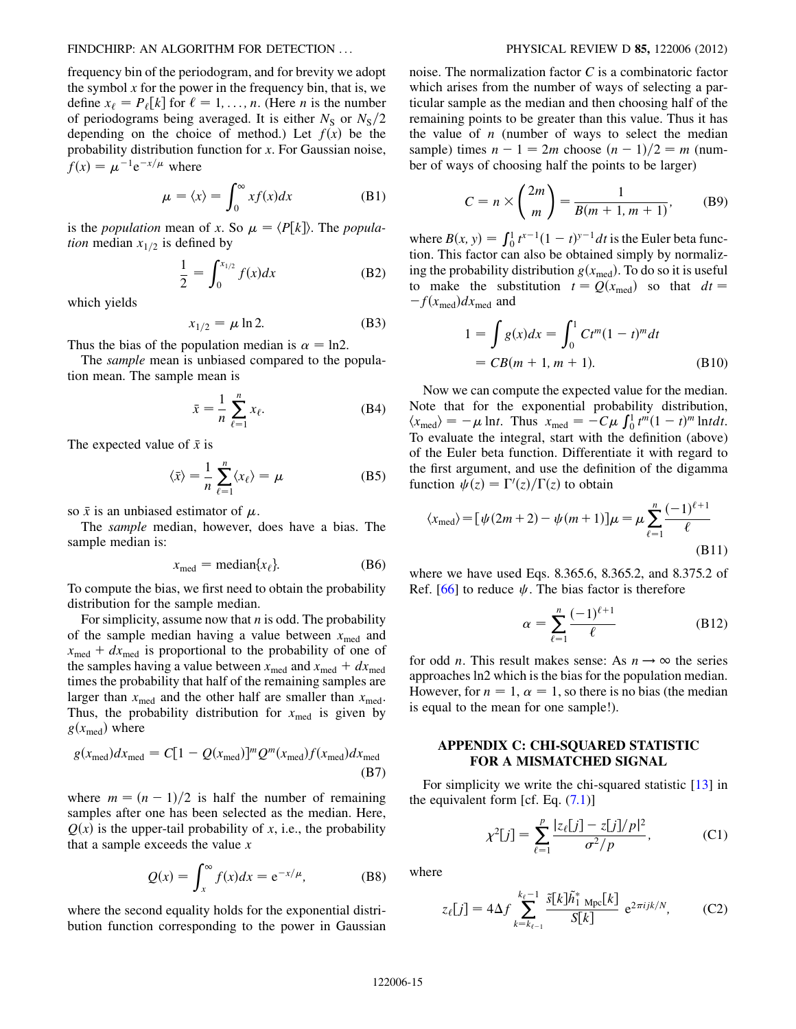frequency bin of the periodogram, and for brevity we adopt the symbol $x$ for the power in the frequency bin, that is, we define $x_\ell = P_\ell[k]$ for $\ell = 1, \ldots, n$. (Here $n$ is the number of periodograms being averaged. It is either $N_S$ or $N_S/2$ depending on the choice of method.) Let $f(x)$ be the probability distribution function for $x$. For Gaussian noise, $f(x) = \mu^{-1}e^{-x/\mu}$ where

$$\mu = \langle x \rangle = \int_0^\infty x f(x) dx \tag{B1}$$

is the *population* mean of $x$. So $\mu = \langle P[k] \rangle$. The *population* median $x_{1/2}$ is defined by

$$\frac{1}{2} = \int_0^{x_{1/2}} f(x) dx \tag{B2}$$

which yields

$$x_{1/2} = \mu \ln 2. \tag{B3}$$

Thus the bias of the population median is $\alpha = \ln 2$.

The *sample* mean is unbiased compared to the population mean. The sample mean is

$$\bar{x} = \frac{1}{n} \sum_{\ell=1}^{n} x_\ell. \tag{B4}$$

The expected value of $\bar{x}$ is

$$\langle \bar{x} \rangle = \frac{1}{n} \sum_{\ell=1}^{n} \langle x_\ell \rangle = \mu \tag{B5}$$

so $\bar{x}$ is an unbiased estimator of $\mu$.

The *sample* median, however, does have a bias. The sample median is:

$$x_{\mathrm{med}} = \mathrm{median}\{x_\ell\}. \tag{B6}$$

To compute the bias, we first need to obtain the probability distribution for the sample median.

For simplicity, assume now that $n$ is odd. The probability of the sample median having a value between $x_{\mathrm{med}}$ and $x_{\mathrm{med}} + dx_{\mathrm{med}}$ is proportional to the probability of one of the samples having a value between $x_{\mathrm{med}}$ and $x_{\mathrm{med}} + dx_{\mathrm{med}}$ times the probability that half of the remaining samples are larger than $x_{\mathrm{med}}$ and the other half are smaller than $x_{\mathrm{med}}$. Thus, the probability distribution for $x_{\mathrm{med}}$ is given by $g(x_{\mathrm{med}})$ where

$$g(x_{\mathrm{med}})dx_{\mathrm{med}} = C[1 - Q(x_{\mathrm{med}})]^m Q^m(x_{\mathrm{med}}) f(x_{\mathrm{med}}) dx_{\mathrm{med}} \tag{B7}$$

where $m = (n-1)/2$ is half the number of remaining samples after one has been selected as the median. Here, $Q(x)$ is the upper-tail probability of $x$, i.e., the probability that a sample exceeds the value $x$

$$Q(x) = \int_x^\infty f(x) dx = e^{-x/\mu}, \tag{B8}$$

where the second equality holds for the exponential distribution function corresponding to the power in Gaussian noise. The normalization factor $C$ is a combinatoric factor which arises from the number of ways of selecting a particular sample as the median and then choosing half of the remaining points to be greater than this value. Thus it has the value of $n$ (number of ways to select the median sample) times $n - 1 = 2m$ choose $(n-1)/2 = m$ (number of ways of choosing half the points to be larger)

$$C = n \times \binom{2m}{m} = \frac{1}{B(m+1, m+1)}, \tag{B9}$$

where $B(x, y) = \int_0^1 t^{x-1}(1-t)^{y-1} dt$ is the Euler beta function. This factor can also be obtained simply by normalizing the probability distribution $g(x_{\mathrm{med}})$. To do so it is useful to make the substitution $t = Q(x_{\mathrm{med}})$ so that $dt = -f(x_{\mathrm{med}})dx_{\mathrm{med}}$ and

$$\begin{aligned} 1 = \int g(x)dx &= \int_0^1 C t^m (1-t)^m dt \\ &= CB(m+1, m+1). \end{aligned} \tag{B10}$$

Now we can compute the expected value for the median. Note that for the exponential probability distribution, $\langle x_{\mathrm{med}} \rangle = -\mu \ln t$. Thus $x_{\mathrm{med}} = -C\mu \int_0^1 t^m (1-t)^m \ln t dt$. To evaluate the integral, start with the definition (above) of the Euler beta function. Differentiate it with regard to the first argument, and use the definition of the digamma function $\psi(z) = \Gamma'(z)/\Gamma(z)$ to obtain

$$\langle x_{\mathrm{med}} \rangle = [\psi(2m+2) - \psi(m+1)]\mu = \mu \sum_{\ell=1}^{n} \frac{(-1)^{\ell+1}}{\ell} \tag{B11}$$

where we have used Eqs. 8.365.6, 8.365.2, and 8.375.2 of Ref. [66] to reduce $\psi$. The bias factor is therefore

$$\alpha = \sum_{\ell=1}^{n} \frac{(-1)^{\ell+1}}{\ell} \tag{B12}$$

for odd $n$. This result makes sense: As $n \to \infty$ the series approaches ln2 which is the bias for the population median. However, for $n = 1$, $\alpha = 1$, so there is no bias (the median is equal to the mean for one sample!).

## APPENDIX C: CHI-SQUARED STATISTIC FOR A MISMATCHED SIGNAL

For simplicity we write the chi-squared statistic [13] in the equivalent form [cf. Eq. (7.1)]

$$\chi^2[j] = \sum_{\ell=1}^{p} \frac{|z_\ell[j] - z[j]/p|^2}{\sigma^2/p}, \tag{C1}$$

where

$$z_\ell[j] = 4\Delta f \sum_{k=k_{\ell-1}}^{k_\ell - 1} \frac{\tilde{s}[k]\tilde{h}^*_{1\ \mathrm{Mpc}}[k]}{S[k]} e^{2\pi i jk/N}, \tag{C2}$$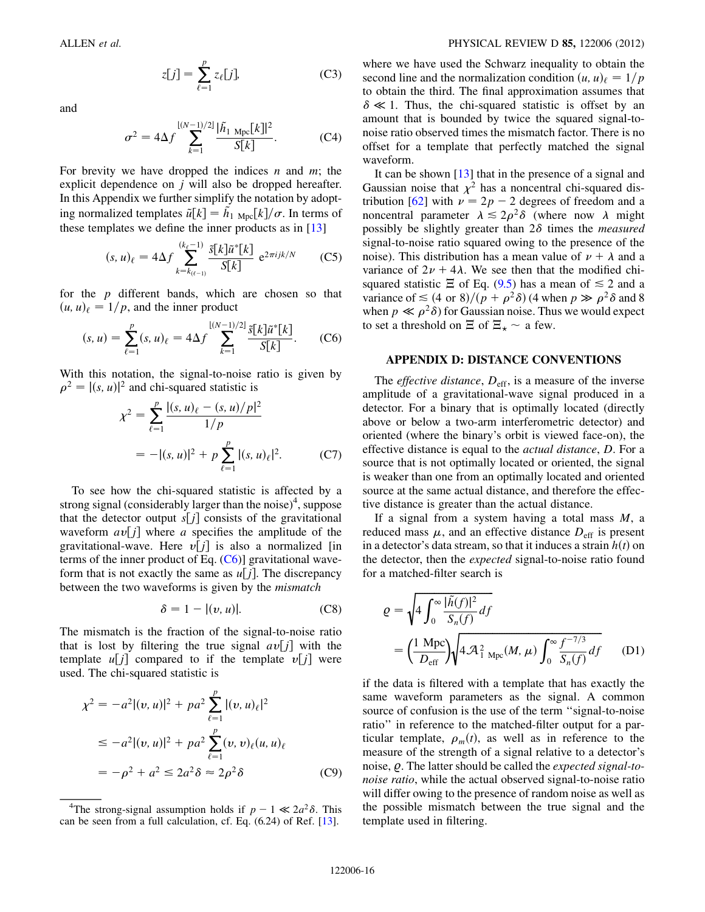$$z[j] = \sum_{\ell=1}^{p} z_\ell[j], \tag{C3}$$

and

$$\sigma^2 = 4\Delta f \sum_{k=1}^{\lfloor (N-1)/2 \rfloor} \frac{|\tilde{h}_{1\ \mathrm{Mpc}}[k]|^2}{S[k]}. \tag{C4}$$

For brevity we have dropped the indices $n$ and $m$; the explicit dependence on $j$ will also be dropped hereafter. In this Appendix we further simplify the notation by adopting normalized templates $\tilde{u}[k] = \tilde{h}_{1\ \mathrm{Mpc}}[k]/\sigma$. In terms of these templates we define the inner products as in [13]

$$(s, u)_\ell = 4\Delta f \sum_{k=k_{(\ell-1)}}^{(k_\ell - 1)} \frac{\tilde{s}[k]\tilde{u}^*[k]}{S[k]} \, e^{2\pi i jk/N} \tag{C5}$$

for the $p$ different bands, which are chosen so that $(u, u)_\ell = 1/p$, and the inner product

$$(s, u) = \sum_{\ell=1}^{p} (s, u)_\ell = 4\Delta f \sum_{k=1}^{\lfloor (N-1)/2 \rfloor} \frac{\tilde{s}[k]\tilde{u}^*[k]}{S[k]}. \tag{C6}$$

With this notation, the signal-to-noise ratio is given by $\rho^2 = |(s, u)|^2$ and chi-squared statistic is

$$\begin{aligned} \chi^2 &= \sum_{\ell=1}^{p} \frac{|(s, u)_\ell - (s, u)/p|^2}{1/p} \\ &= -|(s, u)|^2 + p \sum_{\ell=1}^{p} |(s, u)_\ell|^2. \end{aligned} \tag{C7}$$

To see how the chi-squared statistic is affected by a strong signal (considerably larger than the noise)[4], suppose that the detector output $s[j]$ consists of the gravitational waveform $av[j]$ where $a$ specifies the amplitude of the gravitational-wave. Here $v[j]$ is also a normalized [in terms of the inner product of Eq. (C6)] gravitational waveform that is not exactly the same as $u[j]$. The discrepancy between the two waveforms is given by the *mismatch*

$$\delta = 1 - |(v, u)|. \tag{C8}$$

The mismatch is the fraction of the signal-to-noise ratio that is lost by filtering the true signal $av[j]$ with the template $u[j]$ compared to if the template $v[j]$ were used. The chi-squared statistic is

$$\begin{aligned} \chi^2 &= -a^2|(v, u)|^2 + pa^2 \sum_{\ell=1}^{p} |(v, u)_\ell|^2 \\ &\leq -a^2|(v, u)|^2 + pa^2 \sum_{\ell=1}^{p} (v, v)_\ell (u, u)_\ell \\ &= -\rho^2 + a^2 \leq 2a^2\delta \approx 2\rho^2\delta \end{aligned} \tag{C9}$$

where we have used the Schwarz inequality to obtain the second line and the normalization condition $(u, u)_\ell = 1/p$ to obtain the third. The final approximation assumes that $\delta \ll 1$. Thus, the chi-squared statistic is offset by an amount that is bounded by twice the squared signal-to-noise ratio observed times the mismatch factor. There is no offset for a template that perfectly matched the signal waveform.

It can be shown [13] that in the presence of a signal and Gaussian noise that $\chi^2$ has a noncentral chi-squared distribution [62] with $\nu = 2p - 2$ degrees of freedom and a noncentral parameter $\lambda \lesssim 2\rho^2\delta$ (where now $\lambda$ might possibly be slightly greater than $2\delta$ times the *measured* signal-to-noise ratio squared owing to the presence of the noise). This distribution has a mean value of $\nu + \lambda$ and a variance of $2\nu + 4\lambda$. We see then that the modified chi-squared statistic $\Xi$ of Eq. (9.5) has a mean of $\lesssim 2$ and a variance of $\lesssim (4 \text{ or } 8)/(p + \rho^2\delta)$ (4 when $p \gg \rho^2\delta$ and 8 when $p \ll \rho^2\delta$) for Gaussian noise. Thus we would expect to set a threshold on $\Xi$ of $\Xi_\star \sim$ a few.

[4]The strong-signal assumption holds if $p - 1 \ll 2a^2\delta$. This can be seen from a full calculation, cf. Eq. (6.24) of Ref. [13].

## APPENDIX D: DISTANCE CONVENTIONS

The *effective distance*, $D_{\mathrm{eff}}$, is a measure of the inverse amplitude of a gravitational-wave signal produced in a detector. For a binary that is optimally located (directly above or below a two-arm interferometric detector) and oriented (where the binary's orbit is viewed face-on), the effective distance is equal to the *actual distance*, $D$. For a source that is not optimally located or oriented, the signal is weaker than one from an optimally located and oriented source at the same actual distance, and therefore the effective distance is greater than the actual distance.

If a signal from a system having a total mass $M$, a reduced mass $\mu$, and an effective distance $D_{\mathrm{eff}}$ is present in a detector's data stream, so that it induces a strain $h(t)$ on the detector, then the *expected* signal-to-noise ratio found for a matched-filter search is

$$\begin{aligned} \varrho &= \sqrt{4 \int_0^\infty \frac{|\tilde{h}(f)|^2}{S_n(f)} df} \\ &= \left(\frac{1\ \mathrm{Mpc}}{D_{\mathrm{eff}}}\right) \sqrt{4\mathcal{A}_{1\ \mathrm{Mpc}}^2(M, \mu) \int_0^\infty \frac{f^{-7/3}}{S_n(f)} df} \end{aligned} \tag{D1}$$

if the data is filtered with a template that has exactly the same waveform parameters as the signal. A common source of confusion is the use of the term "signal-to-noise ratio" in reference to the matched-filter output for a particular template, $\rho_m(t)$, as well as in reference to the measure of the strength of a signal relative to a detector's noise, $\varrho$. The latter should be called the *expected signal-to-noise ratio*, while the actual observed signal-to-noise ratio will differ owing to the presence of random noise as well as the possible mismatch between the true signal and the template used in filtering.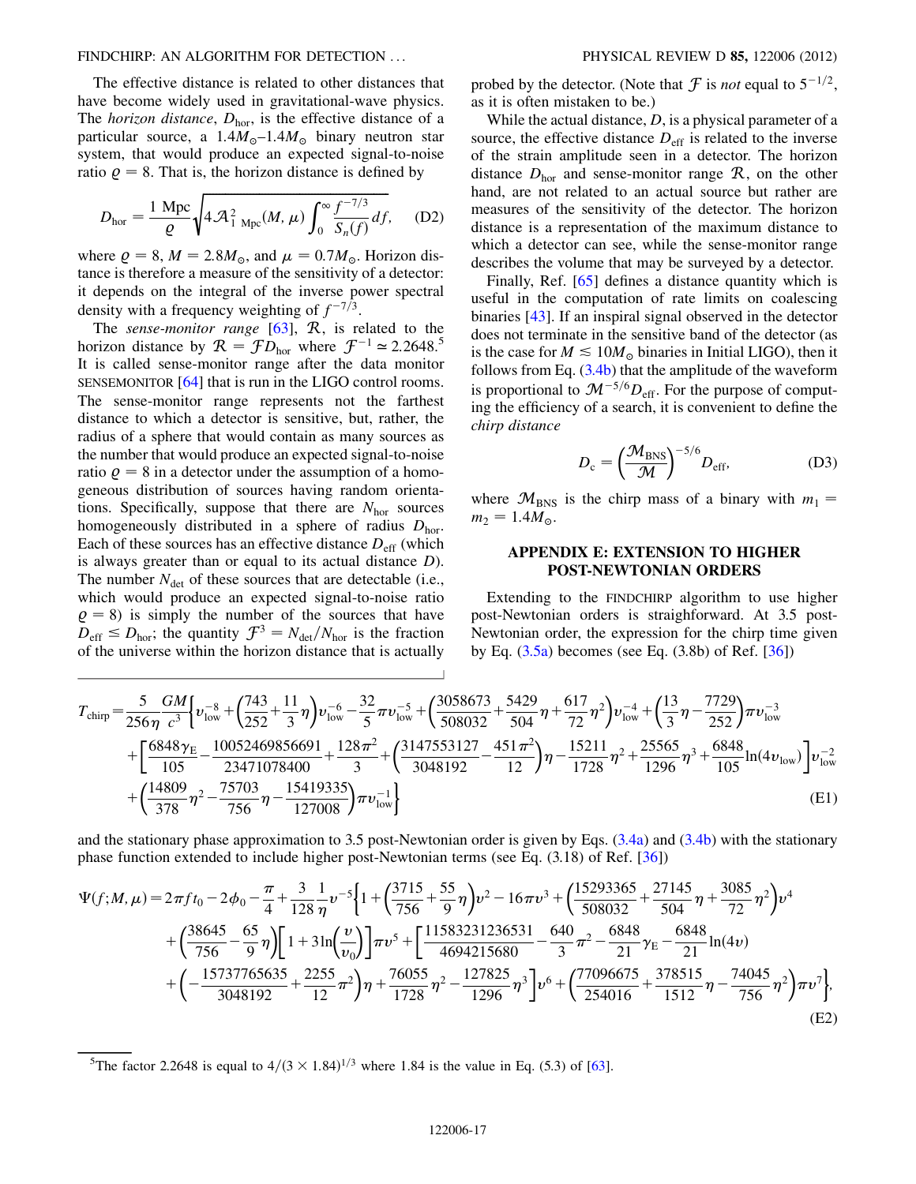The effective distance is related to other distances that have become widely used in gravitational-wave physics. The *horizon distance*, $D_{\rm hor}$, is the effective distance of a particular source, a $1.4M_\odot$–$1.4M_\odot$ binary neutron star system, that would produce an expected signal-to-noise ratio $\varrho = 8$. That is, the horizon distance is defined by

$$D_{\rm hor} = \frac{1\ {\rm Mpc}}{\varrho}\sqrt{4\mathcal{A}^2_{1\ {\rm Mpc}}(M,\mu)\int_0^\infty \frac{f^{-7/3}}{S_n(f)}df}, \tag{D2}$$

where $\varrho = 8$, $M = 2.8M_\odot$, and $\mu = 0.7M_\odot$. Horizon distance is therefore a measure of the sensitivity of a detector: it depends on the integral of the inverse power spectral density with a frequency weighting of $f^{-7/3}$.

The *sense-monitor range* [63], $\mathcal{R}$, is related to the horizon distance by $\mathcal{R} = \mathcal{F}D_{\rm hor}$ where $\mathcal{F}^{-1} \simeq 2.2648$.[5] It is called sense-monitor range after the data monitor SENSEMONITOR [64] that is run in the LIGO control rooms. The sense-monitor range represents not the farthest distance to which a detector is sensitive, but, rather, the radius of a sphere that would contain as many sources as the number that would produce an expected signal-to-noise ratio $\varrho = 8$ in a detector under the assumption of a homogeneous distribution of sources having random orientations. Specifically, suppose that there are $N_{\rm hor}$ sources homogeneously distributed in a sphere of radius $D_{\rm hor}$. Each of these sources has an effective distance $D_{\rm eff}$ (which is always greater than or equal to its actual distance $D$). The number $N_{\rm det}$ of these sources that are detectable (i.e., which would produce an expected signal-to-noise ratio $\varrho = 8$) is simply the number of the sources that have $D_{\rm eff} \leq D_{\rm hor}$; the quantity $\mathcal{F}^3 = N_{\rm det}/N_{\rm hor}$ is the fraction of the universe within the horizon distance that is actually probed by the detector. (Note that $\mathcal{F}$ is *not* equal to $5^{-1/2}$, as it is often mistaken to be.)

While the actual distance, $D$, is a physical parameter of a source, the effective distance $D_{\rm eff}$ is related to the inverse of the strain amplitude seen in a detector. The horizon distance $D_{\rm hor}$ and sense-monitor range $\mathcal{R}$, on the other hand, are not related to an actual source but rather are measures of the sensitivity of the detector. The horizon distance is a representation of the maximum distance to which a detector can see, while the sense-monitor range describes the volume that may be surveyed by a detector.

Finally, Ref. [65] defines a distance quantity which is useful in the computation of rate limits on coalescing binaries [43]. If an inspiral signal observed in the detector does not terminate in the sensitive band of the detector (as is the case for $M \lesssim 10M_\odot$ binaries in Initial LIGO), then it follows from Eq. (3.4b) that the amplitude of the waveform is proportional to $\mathcal{M}^{-5/6}D_{\rm eff}$. For the purpose of computing the efficiency of a search, it is convenient to define the *chirp distance*

$$D_{\rm c} = \left(\frac{\mathcal{M}_{\rm BNS}}{\mathcal{M}}\right)^{-5/6} D_{\rm eff}, \tag{D3}$$

where $\mathcal{M}_{\rm BNS}$ is the chirp mass of a binary with $m_1 = m_2 = 1.4M_\odot$.

## APPENDIX E: EXTENSION TO HIGHER POST-NEWTONIAN ORDERS

Extending to the FINDCHIRP algorithm to use higher post-Newtonian orders is straighforward. At 3.5 post-Newtonian order, the expression for the chirp time given by Eq. (3.5a) becomes (see Eq. (3.8b) of Ref. [36])

$$\begin{aligned}
T_{\rm chirp} = \frac{5}{256\eta}\frac{GM}{c^3}\bigg\{& v_{\rm low}^{-8} + \left(\frac{743}{252}+\frac{11}{3}\eta\right)v_{\rm low}^{-6} - \frac{32}{5}\pi v_{\rm low}^{-5} + \left(\frac{3058673}{508032}+\frac{5429}{504}\eta+\frac{617}{72}\eta^2\right)v_{\rm low}^{-4} + \left(\frac{13}{3}\eta - \frac{7729}{252}\right)\pi v_{\rm low}^{-3} \\
&+ \left[\frac{6848\gamma_{\rm E}}{105} - \frac{10052469856691}{23471078400} + \frac{128\pi^2}{3} + \left(\frac{3147553127}{3048192} - \frac{451\pi^2}{12}\right)\eta - \frac{15211}{1728}\eta^2 + \frac{25565}{1296}\eta^3 + \frac{6848}{105}\ln(4v_{\rm low})\right]v_{\rm low}^{-2} \\
&+ \left(\frac{14809}{378}\eta^2 - \frac{75703}{756}\eta - \frac{15419335}{127008}\right)\pi v_{\rm low}^{-1}\bigg\}
\end{aligned} \tag{E1}$$

and the stationary phase approximation to 3.5 post-Newtonian order is given by Eqs. (3.4a) and (3.4b) with the stationary phase function extended to include higher post-Newtonian terms (see Eq. (3.18) of Ref. [36])

$$\begin{aligned}
\Psi(f;M,\mu) = 2\pi f t_0 - 2\phi_0 - \frac{\pi}{4} + \frac{3}{128}\frac{1}{\eta}v^{-5}\bigg\{& 1 + \left(\frac{3715}{756}+\frac{55}{9}\eta\right)v^2 - 16\pi v^3 + \left(\frac{15293365}{508032}+\frac{27145}{504}\eta+\frac{3085}{72}\eta^2\right)v^4 \\
&+ \left(\frac{38645}{756} - \frac{65}{9}\eta\right)\left[1 + 3\ln\left(\frac{v}{v_0}\right)\right]\pi v^5 + \left[\frac{11583231236531}{4694215680} - \frac{640}{3}\pi^2 - \frac{6848}{21}\gamma_{\rm E} - \frac{6848}{21}\ln(4v)\right. \\
&\left.+ \left(-\frac{15737765635}{3048192} + \frac{2255}{12}\pi^2\right)\eta + \frac{76055}{1728}\eta^2 - \frac{127825}{1296}\eta^3\right]v^6 + \left(\frac{77096675}{254016} + \frac{378515}{1512}\eta - \frac{74045}{756}\eta^2\right)\pi v^7\bigg\},
\end{aligned} \tag{E2}$$

[5] The factor 2.2648 is equal to $4/(3\times 1.84)^{1/3}$ where 1.84 is the value in Eq. (5.3) of [63].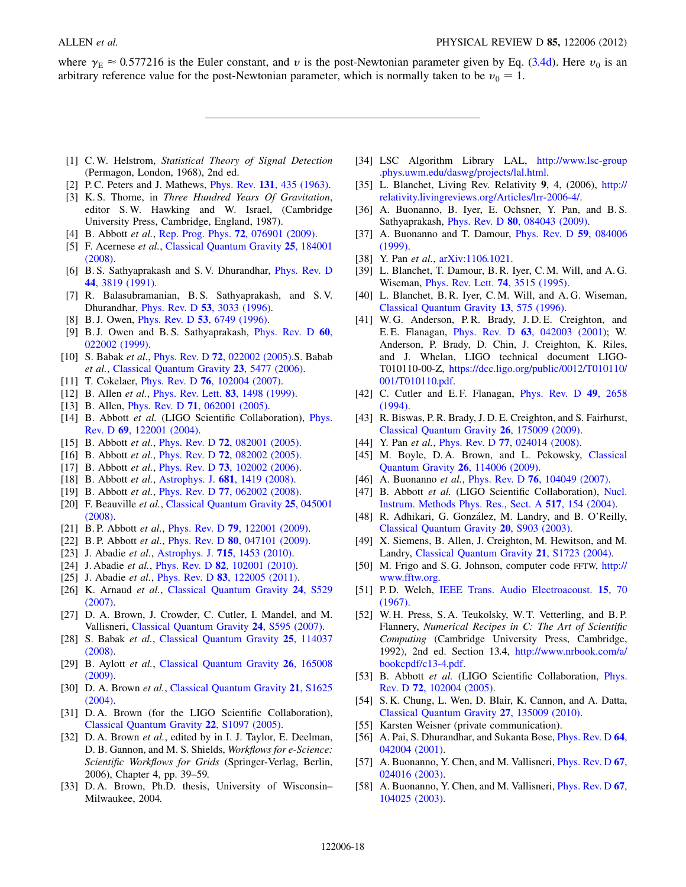where $\gamma_E \approx 0.577216$ is the Euler constant, and $v$ is the post-Newtonian parameter given by Eq. (3.4d). Here $v_0$ is an arbitrary reference value for the post-Newtonian parameter, which is normally taken to be $v_0 = 1$.

---

[1] C. W. Helstrom, *Statistical Theory of Signal Detection* (Permagon, London, 1968), 2nd ed.

[2] P. C. Peters and J. Mathews, Phys. Rev. **131**, 435 (1963).

[3] K. S. Thorne, in *Three Hundred Years Of Gravitation*, editor S. W. Hawking and W. Israel, (Cambridge University Press, Cambridge, England, 1987).

[4] B. Abbott *et al.*, Rep. Prog. Phys. **72**, 076901 (2009).

[5] F. Acernese *et al.*, Classical Quantum Gravity **25**, 184001 (2008).

[6] B. S. Sathyaprakash and S. V. Dhurandhar, Phys. Rev. D **44**, 3819 (1991).

[7] R. Balasubramanian, B. S. Sathyaprakash, and S. V. Dhurandhar, Phys. Rev. D **53**, 3033 (1996).

[8] B. J. Owen, Phys. Rev. D **53**, 6749 (1996).

[9] B. J. Owen and B. S. Sathyaprakash, Phys. Rev. D **60**, 022002 (1999).

[10] S. Babak *et al.*, Phys. Rev. D **72**, 022002 (2005).S. Babab *et al.*, Classical Quantum Gravity **23**, 5477 (2006).

[11] T. Cokelaer, Phys. Rev. D **76**, 102004 (2007).

[12] B. Allen *et al.*, Phys. Rev. Lett. **83**, 1498 (1999).

[13] B. Allen, Phys. Rev. D **71**, 062001 (2005).

[14] B. Abbott *et al.* (LIGO Scientific Collaboration), Phys. Rev. D **69**, 122001 (2004).

[15] B. Abbott *et al.*, Phys. Rev. D **72**, 082001 (2005).

[16] B. Abbott *et al.*, Phys. Rev. D **72**, 082002 (2005).

[17] B. Abbott *et al.*, Phys. Rev. D **73**, 102002 (2006).

[18] B. Abbott *et al.*, Astrophys. J. **681**, 1419 (2008).

[19] B. Abbott *et al.*, Phys. Rev. D **77**, 062002 (2008).

[20] F. Beauville *et al.*, Classical Quantum Gravity **25**, 045001 (2008).

[21] B. P. Abbott *et al.*, Phys. Rev. D **79**, 122001 (2009).

[22] B. P. Abbott *et al.*, Phys. Rev. D **80**, 047101 (2009).

[23] J. Abadie *et al.*, Astrophys. J. **715**, 1453 (2010).

[24] J. Abadie *et al.*, Phys. Rev. D **82**, 102001 (2010).

[25] J. Abadie *et al.*, Phys. Rev. D **83**, 122005 (2011).

[26] K. Arnaud *et al.*, Classical Quantum Gravity **24**, S529 (2007).

[27] D. A. Brown, J. Crowder, C. Cutler, I. Mandel, and M. Vallisneri, Classical Quantum Gravity **24**, S595 (2007).

[28] S. Babak *et al.*, Classical Quantum Gravity **25**, 114037 (2008).

[29] B. Aylott *et al.*, Classical Quantum Gravity **26**, 165008 (2009).

[30] D. A. Brown *et al.*, Classical Quantum Gravity **21**, S1625 (2004).

[31] D. A. Brown (for the LIGO Scientific Collaboration), Classical Quantum Gravity **22**, S1097 (2005).

[32] D. A. Brown *et al.*, edited by in I. J. Taylor, E. Deelman, D. B. Gannon, and M. S. Shields, *Workflows for e-Science: Scientific Workflows for Grids* (Springer-Verlag, Berlin, 2006), Chapter 4, pp. 39–59.

[33] D. A. Brown, Ph.D. thesis, University of Wisconsin–Milwaukee, 2004.

[34] LSC Algorithm Library LAL, http://www.lsc-group.phys.uwm.edu/daswg/projects/lal.html.

[35] L. Blanchet, Living Rev. Relativity **9**, 4, (2006), http://relativity.livingreviews.org/Articles/lrr-2006-4/.

[36] A. Buonanno, B. Iyer, E. Ochsner, Y. Pan, and B. S. Sathyaprakash, Phys. Rev. D **80**, 084043 (2009).

[37] A. Buonanno and T. Damour, Phys. Rev. D **59**, 084006 (1999).

[38] Y. Pan *et al.*, arXiv:1106.1021.

[39] L. Blanchet, T. Damour, B. R. Iyer, C. M. Will, and A. G. Wiseman, Phys. Rev. Lett. **74**, 3515 (1995).

[40] L. Blanchet, B. R. Iyer, C. M. Will, and A. G. Wiseman, Classical Quantum Gravity **13**, 575 (1996).

[41] W. G. Anderson, P. R. Brady, J. D. E. Creighton, and E. E. Flanagan, Phys. Rev. D **63**, 042003 (2001); W. Anderson, P. Brady, D. Chin, J. Creighton, K. Riles, and J. Whelan, LIGO technical document LIGO-T010110-00-Z, https://dcc.ligo.org/public/0012/T010110/001/T010110.pdf.

[42] C. Cutler and E. F. Flanagan, Phys. Rev. D **49**, 2658 (1994).

[43] R. Biswas, P. R. Brady, J. D. E. Creighton, and S. Fairhurst, Classical Quantum Gravity **26**, 175009 (2009).

[44] Y. Pan *et al.*, Phys. Rev. D **77**, 024014 (2008).

[45] M. Boyle, D. A. Brown, and L. Pekowsky, Classical Quantum Gravity **26**, 114006 (2009).

[46] A. Buonanno *et al.*, Phys. Rev. D **76**, 104049 (2007).

[47] B. Abbott *et al.* (LIGO Scientific Collaboration), Nucl. Instrum. Methods Phys. Res., Sect. A **517**, 154 (2004).

[48] R. Adhikari, G. González, M. Landry, and B. O'Reilly, Classical Quantum Gravity **20**, S903 (2003).

[49] X. Siemens, B. Allen, J. Creighton, M. Hewitson, and M. Landry, Classical Quantum Gravity **21**, S1723 (2004).

[50] M. Frigo and S. G. Johnson, computer code FFTW, http://www.fftw.org.

[51] P. D. Welch, IEEE Trans. Audio Electroacoust. **15**, 70 (1967).

[52] W. H. Press, S. A. Teukolsky, W. T. Vetterling, and B. P. Flannery, *Numerical Recipes in C: The Art of Scientific Computing* (Cambridge University Press, Cambridge, 1992), 2nd ed. Section 13.4, http://www.nrbook.com/a/bookcpdf/c13-4.pdf.

[53] B. Abbott *et al.* (LIGO Scientific Collaboration), Phys. Rev. D **72**, 102004 (2005).

[54] S. K. Chung, L. Wen, D. Blair, K. Cannon, and A. Datta, Classical Quantum Gravity **27**, 135009 (2010).

[55] Karsten Weisner (private communication).

[56] A. Pai, S. Dhurandhar, and Sukanta Bose, Phys. Rev. D **64**, 042004 (2001).

[57] A. Buonanno, Y. Chen, and M. Vallisneri, Phys. Rev. D **67**, 024016 (2003).

[58] A. Buonanno, Y. Chen, and M. Vallisneri, Phys. Rev. D **67**, 104025 (2003).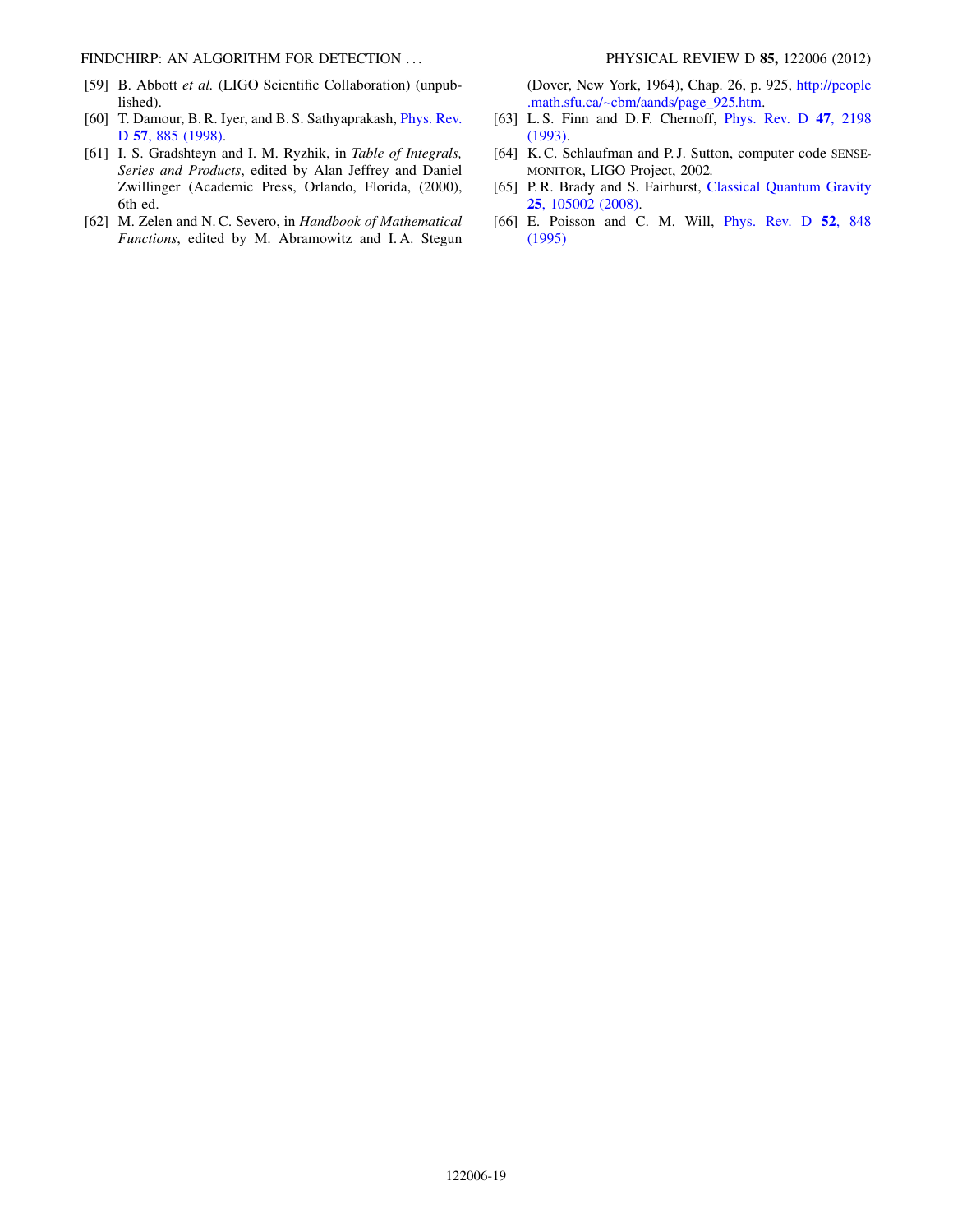[59] B. Abbott *et al.* (LIGO Scientific Collaboration) (unpublished).

[60] T. Damour, B. R. Iyer, and B. S. Sathyaprakash, Phys. Rev. D **57**, 885 (1998).

[61] I. S. Gradshteyn and I. M. Ryzhik, in *Table of Integrals, Series and Products*, edited by Alan Jeffrey and Daniel Zwillinger (Academic Press, Orlando, Florida, (2000), 6th ed.

[62] M. Zelen and N. C. Severo, in *Handbook of Mathematical Functions*, edited by M. Abramowitz and I. A. Stegun (Dover, New York, 1964), Chap. 26, p. 925, http://people.math.sfu.ca/~cbm/aands/page_925.htm.

[63] L. S. Finn and D. F. Chernoff, Phys. Rev. D **47**, 2198 (1993).

[64] K. C. Schlaufman and P. J. Sutton, computer code SENSEMONITOR, LIGO Project, 2002.

[65] P. R. Brady and S. Fairhurst, Classical Quantum Gravity **25**, 105002 (2008).

[66] E. Poisson and C. M. Will, Phys. Rev. D **52**, 848 (1995)